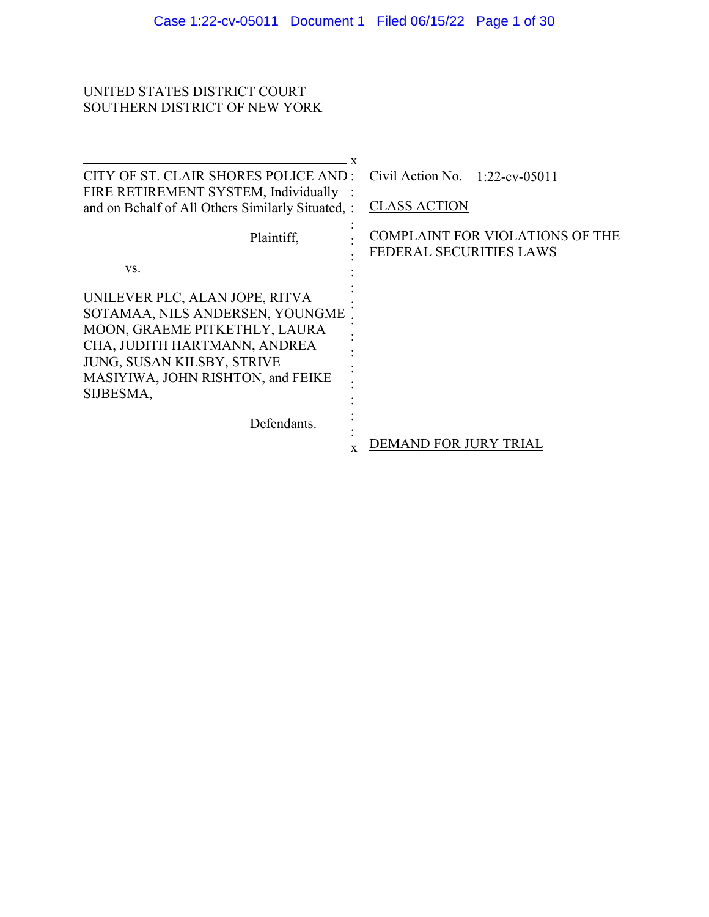UNITED STATES DISTRICT COURT
SOUTHERN DISTRICT OF NEW YORK

| | |
|---|---|
| CITY OF ST. CLAIR SHORES POLICE AND FIRE RETIREMENT SYSTEM, Individually and on Behalf of All Others Similarly Situated,<br><br>Plaintiff,<br><br>vs.<br><br>UNILEVER PLC, ALAN JOPE, RITVA SOTAMAA, NILS ANDERSEN, YOUNGME MOON, GRAEME PITKETHLY, LAURA CHA, JUDITH HARTMANN, ANDREA JUNG, SUSAN KILSBY, STRIVE MASIYIWA, JOHN RISHTON, and FEIKE SIJBESMA,<br><br>Defendants. | Civil Action No. 1:22-cv-05011<br><br><u>CLASS ACTION</u><br><br>COMPLAINT FOR VIOLATIONS OF THE FEDERAL SECURITIES LAWS<br><br><u>DEMAND FOR JURY TRIAL</u> |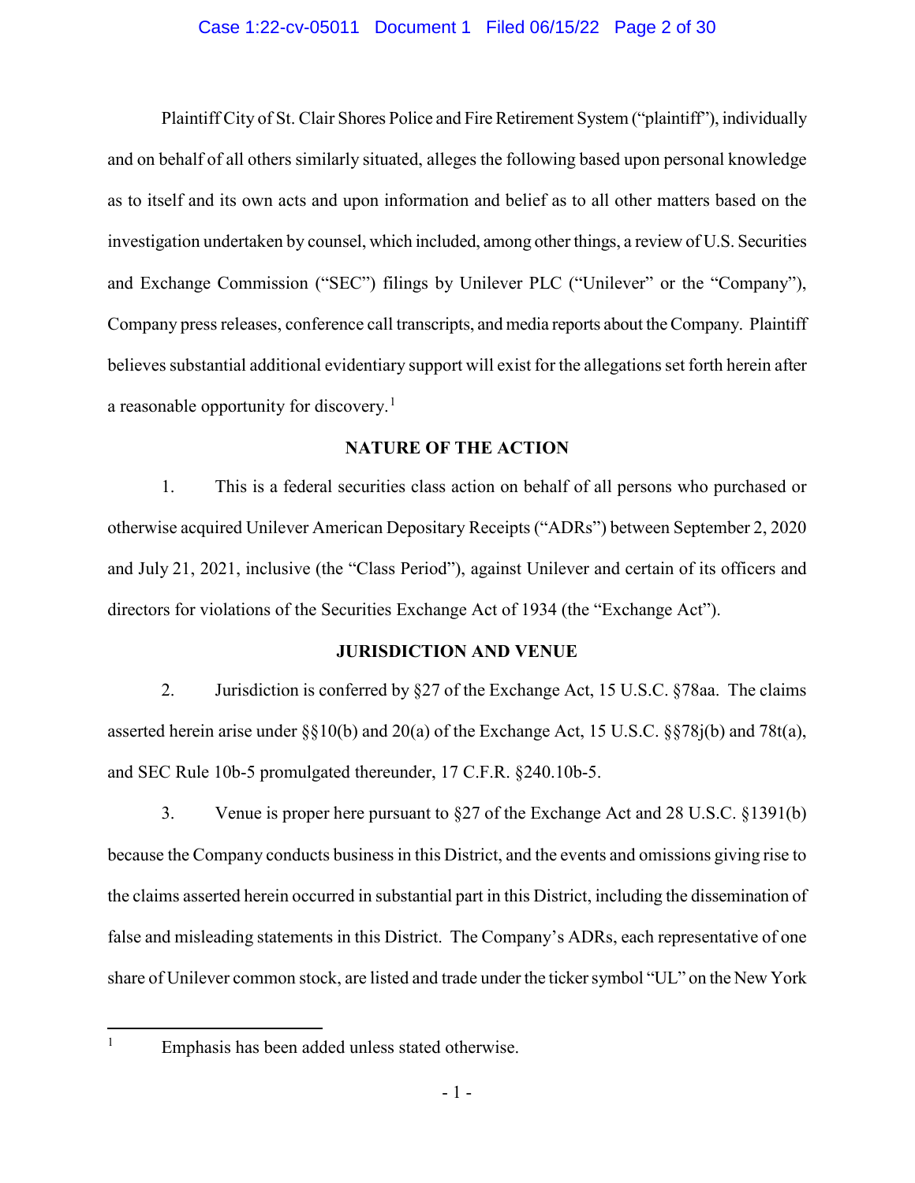Plaintiff City of St. Clair Shores Police and Fire Retirement System ("plaintiff"), individually and on behalf of all others similarly situated, alleges the following based upon personal knowledge as to itself and its own acts and upon information and belief as to all other matters based on the investigation undertaken by counsel, which included, among other things, a review of U.S. Securities and Exchange Commission ("SEC") filings by Unilever PLC ("Unilever" or the "Company"), Company press releases, conference call transcripts, and media reports about the Company. Plaintiff believes substantial additional evidentiary support will exist for the allegations set forth herein after a reasonable opportunity for discovery.[1]

## NATURE OF THE ACTION

1. This is a federal securities class action on behalf of all persons who purchased or otherwise acquired Unilever American Depositary Receipts ("ADRs") between September 2, 2020 and July 21, 2021, inclusive (the "Class Period"), against Unilever and certain of its officers and directors for violations of the Securities Exchange Act of 1934 (the "Exchange Act").

## JURISDICTION AND VENUE

2. Jurisdiction is conferred by §27 of the Exchange Act, 15 U.S.C. §78aa. The claims asserted herein arise under §§10(b) and 20(a) of the Exchange Act, 15 U.S.C. §§78j(b) and 78t(a), and SEC Rule 10b-5 promulgated thereunder, 17 C.F.R. §240.10b-5.

3. Venue is proper here pursuant to §27 of the Exchange Act and 28 U.S.C. §1391(b) because the Company conducts business in this District, and the events and omissions giving rise to the claims asserted herein occurred in substantial part in this District, including the dissemination of false and misleading statements in this District. The Company's ADRs, each representative of one share of Unilever common stock, are listed and trade under the ticker symbol "UL" on the New York

---

[1] Emphasis has been added unless stated otherwise.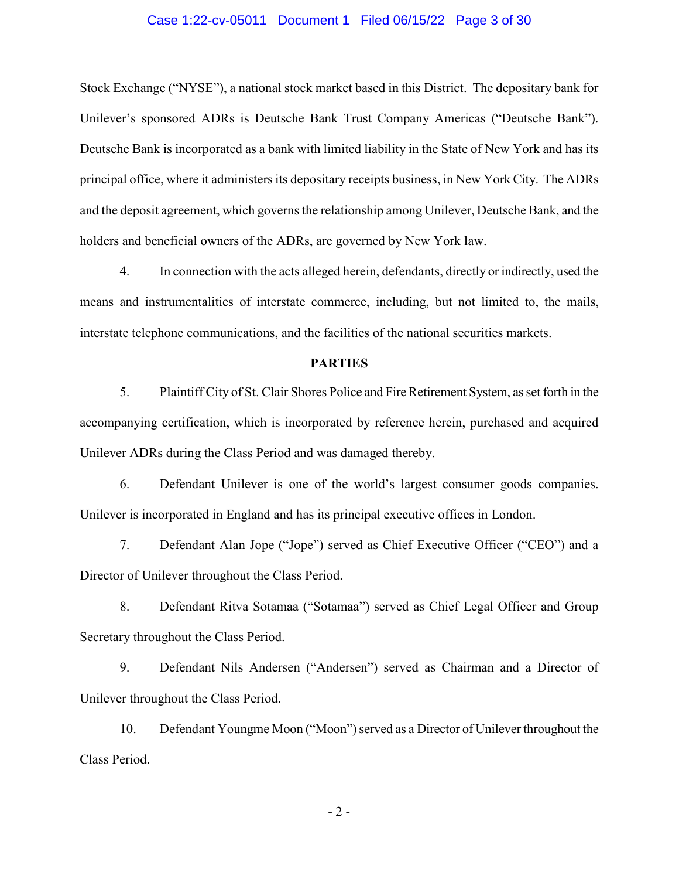Stock Exchange ("NYSE"), a national stock market based in this District. The depositary bank for Unilever's sponsored ADRs is Deutsche Bank Trust Company Americas ("Deutsche Bank"). Deutsche Bank is incorporated as a bank with limited liability in the State of New York and has its principal office, where it administers its depositary receipts business, in New York City. The ADRs and the deposit agreement, which governs the relationship among Unilever, Deutsche Bank, and the holders and beneficial owners of the ADRs, are governed by New York law.

4. In connection with the acts alleged herein, defendants, directly or indirectly, used the means and instrumentalities of interstate commerce, including, but not limited to, the mails, interstate telephone communications, and the facilities of the national securities markets.

**PARTIES**

5. Plaintiff City of St. Clair Shores Police and Fire Retirement System, as set forth in the accompanying certification, which is incorporated by reference herein, purchased and acquired Unilever ADRs during the Class Period and was damaged thereby.

6. Defendant Unilever is one of the world's largest consumer goods companies. Unilever is incorporated in England and has its principal executive offices in London.

7. Defendant Alan Jope ("Jope") served as Chief Executive Officer ("CEO") and a Director of Unilever throughout the Class Period.

8. Defendant Ritva Sotamaa ("Sotamaa") served as Chief Legal Officer and Group Secretary throughout the Class Period.

9. Defendant Nils Andersen ("Andersen") served as Chairman and a Director of Unilever throughout the Class Period.

10. Defendant Youngme Moon ("Moon") served as a Director of Unilever throughout the Class Period.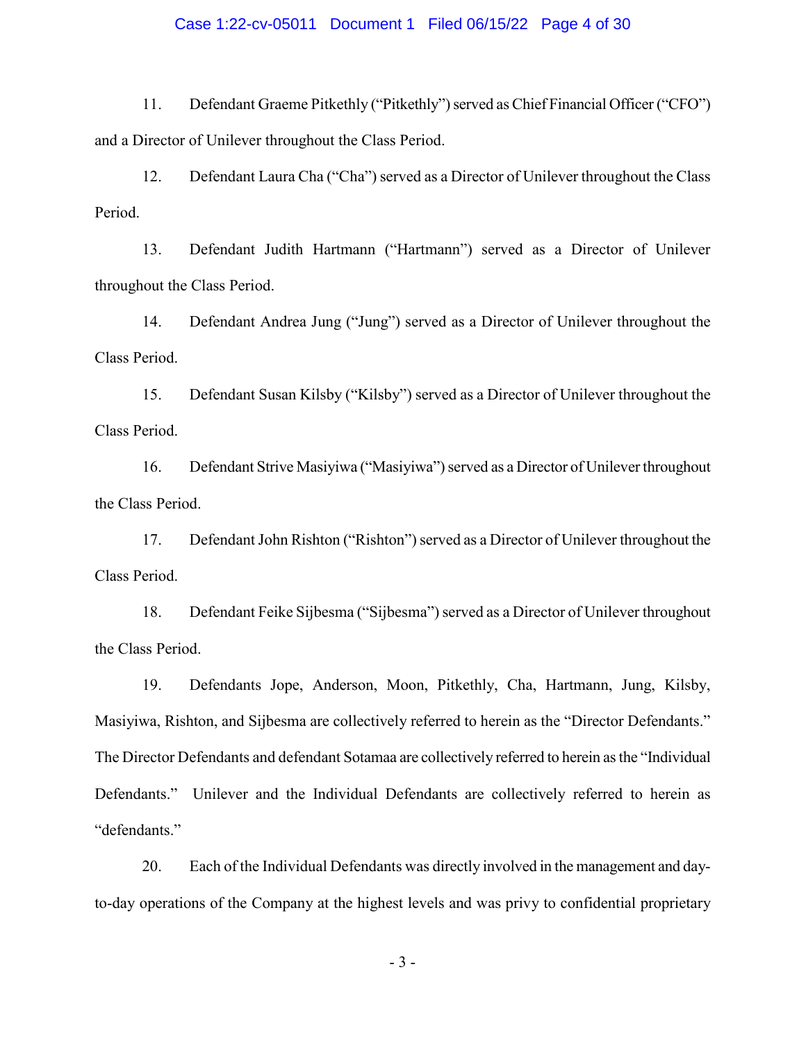11. Defendant Graeme Pitkethly ("Pitkethly") served as Chief Financial Officer ("CFO") and a Director of Unilever throughout the Class Period.

12. Defendant Laura Cha ("Cha") served as a Director of Unilever throughout the Class Period.

13. Defendant Judith Hartmann ("Hartmann") served as a Director of Unilever throughout the Class Period.

14. Defendant Andrea Jung ("Jung") served as a Director of Unilever throughout the Class Period.

15. Defendant Susan Kilsby ("Kilsby") served as a Director of Unilever throughout the Class Period.

16. Defendant Strive Masiyiwa ("Masiyiwa") served as a Director of Unilever throughout the Class Period.

17. Defendant John Rishton ("Rishton") served as a Director of Unilever throughout the Class Period.

18. Defendant Feike Sijbesma ("Sijbesma") served as a Director of Unilever throughout the Class Period.

19. Defendants Jope, Anderson, Moon, Pitkethly, Cha, Hartmann, Jung, Kilsby, Masiyiwa, Rishton, and Sijbesma are collectively referred to herein as the "Director Defendants." The Director Defendants and defendant Sotamaa are collectively referred to herein as the "Individual Defendants." Unilever and the Individual Defendants are collectively referred to herein as "defendants."

20. Each of the Individual Defendants was directly involved in the management and day-to-day operations of the Company at the highest levels and was privy to confidential proprietary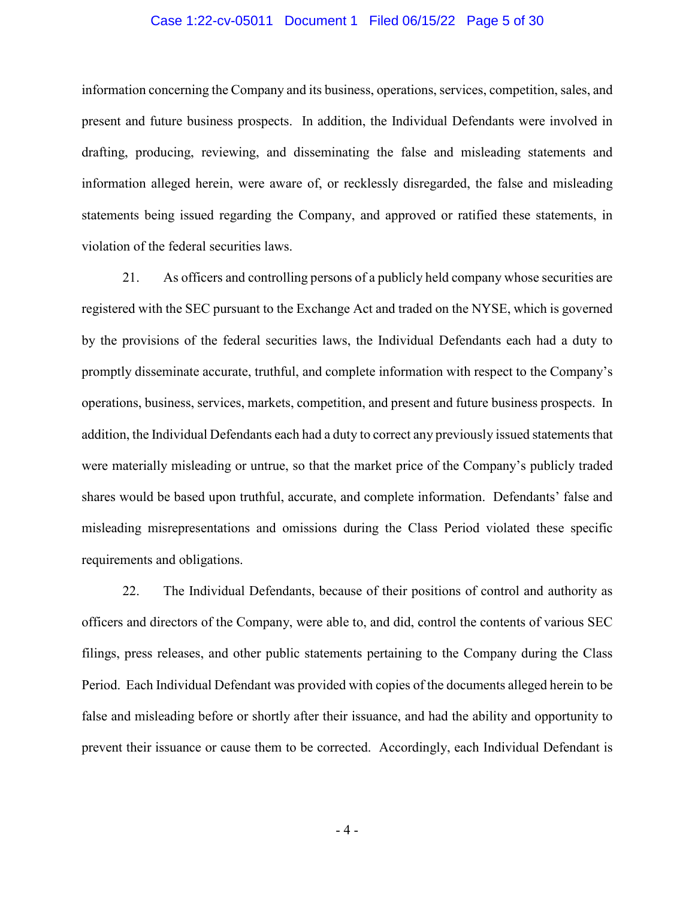information concerning the Company and its business, operations, services, competition, sales, and present and future business prospects. In addition, the Individual Defendants were involved in drafting, producing, reviewing, and disseminating the false and misleading statements and information alleged herein, were aware of, or recklessly disregarded, the false and misleading statements being issued regarding the Company, and approved or ratified these statements, in violation of the federal securities laws.

21. As officers and controlling persons of a publicly held company whose securities are registered with the SEC pursuant to the Exchange Act and traded on the NYSE, which is governed by the provisions of the federal securities laws, the Individual Defendants each had a duty to promptly disseminate accurate, truthful, and complete information with respect to the Company's operations, business, services, markets, competition, and present and future business prospects. In addition, the Individual Defendants each had a duty to correct any previously issued statements that were materially misleading or untrue, so that the market price of the Company's publicly traded shares would be based upon truthful, accurate, and complete information. Defendants' false and misleading misrepresentations and omissions during the Class Period violated these specific requirements and obligations.

22. The Individual Defendants, because of their positions of control and authority as officers and directors of the Company, were able to, and did, control the contents of various SEC filings, press releases, and other public statements pertaining to the Company during the Class Period. Each Individual Defendant was provided with copies of the documents alleged herein to be false and misleading before or shortly after their issuance, and had the ability and opportunity to prevent their issuance or cause them to be corrected. Accordingly, each Individual Defendant is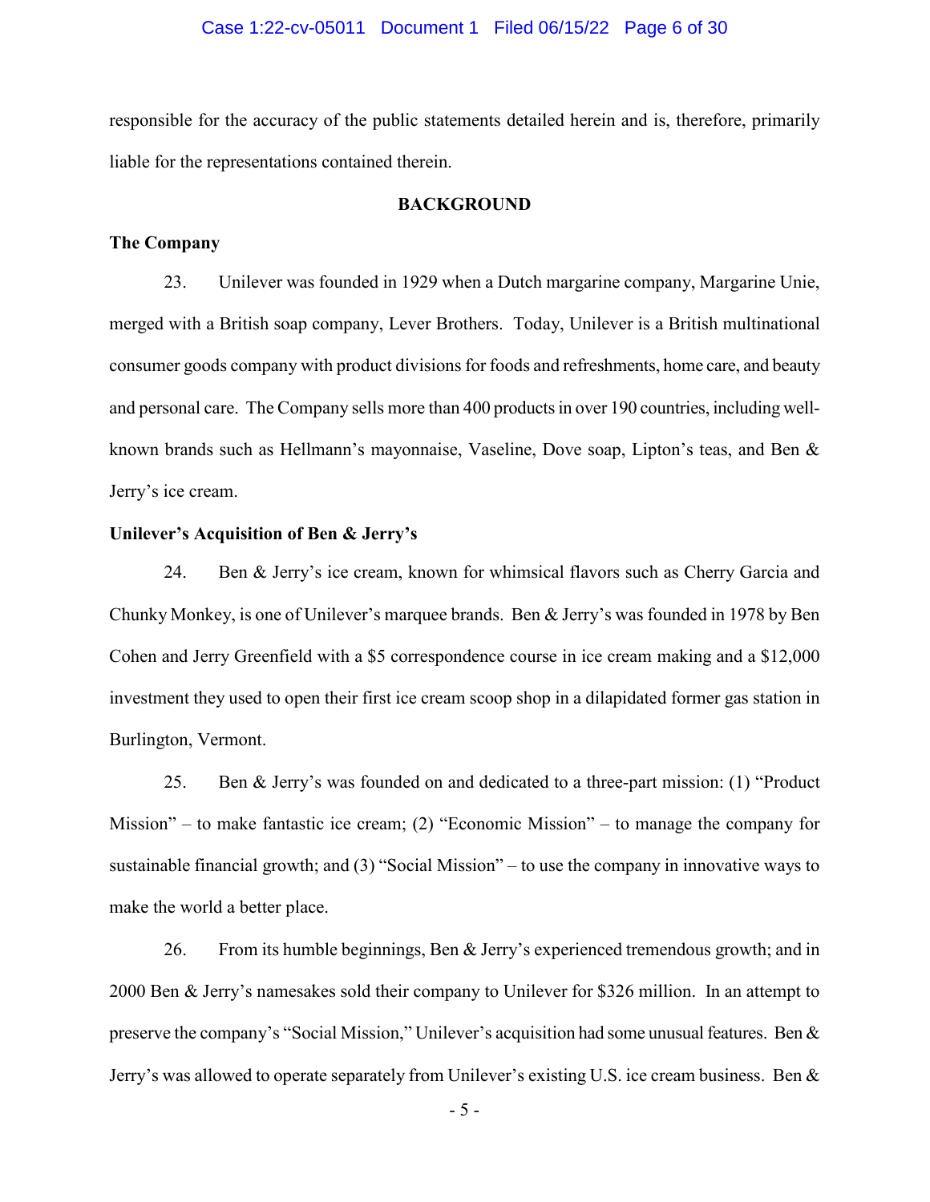responsible for the accuracy of the public statements detailed herein and is, therefore, primarily liable for the representations contained therein.

## BACKGROUND

### The Company

23. Unilever was founded in 1929 when a Dutch margarine company, Margarine Unie, merged with a British soap company, Lever Brothers. Today, Unilever is a British multinational consumer goods company with product divisions for foods and refreshments, home care, and beauty and personal care. The Company sells more than 400 products in over 190 countries, including well-known brands such as Hellmann's mayonnaise, Vaseline, Dove soap, Lipton's teas, and Ben & Jerry's ice cream.

### Unilever's Acquisition of Ben & Jerry's

24. Ben & Jerry's ice cream, known for whimsical flavors such as Cherry Garcia and Chunky Monkey, is one of Unilever's marquee brands. Ben & Jerry's was founded in 1978 by Ben Cohen and Jerry Greenfield with a $5 correspondence course in ice cream making and a $12,000 investment they used to open their first ice cream scoop shop in a dilapidated former gas station in Burlington, Vermont.

25. Ben & Jerry's was founded on and dedicated to a three-part mission: (1) "Product Mission" – to make fantastic ice cream; (2) "Economic Mission" – to manage the company for sustainable financial growth; and (3) "Social Mission" – to use the company in innovative ways to make the world a better place.

26. From its humble beginnings, Ben & Jerry's experienced tremendous growth; and in 2000 Ben & Jerry's namesakes sold their company to Unilever for $326 million. In an attempt to preserve the company's "Social Mission," Unilever's acquisition had some unusual features. Ben & Jerry's was allowed to operate separately from Unilever's existing U.S. ice cream business. Ben &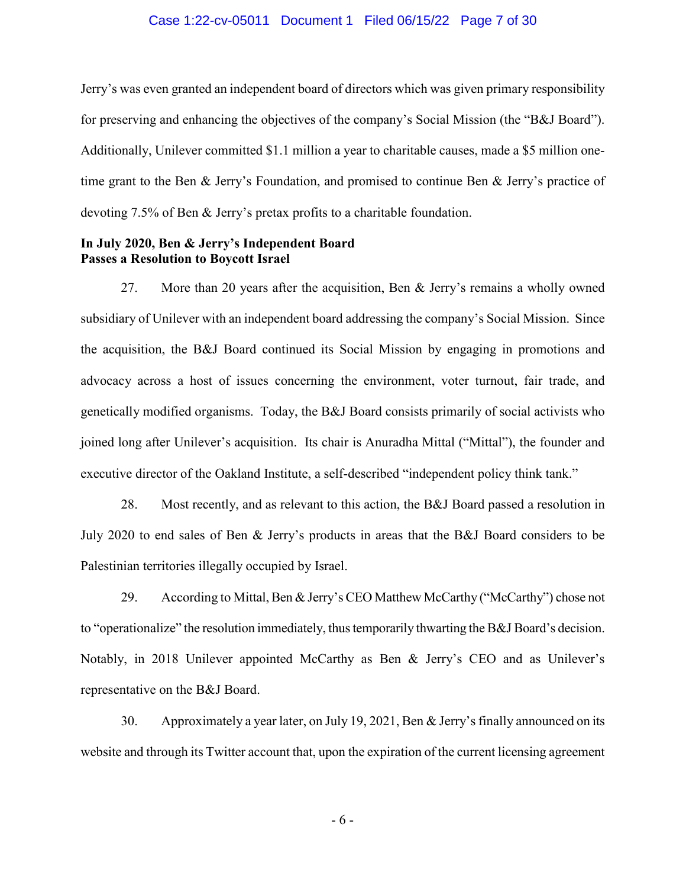Jerry's was even granted an independent board of directors which was given primary responsibility for preserving and enhancing the objectives of the company's Social Mission (the "B&J Board"). Additionally, Unilever committed $1.1 million a year to charitable causes, made a $5 million one-time grant to the Ben & Jerry's Foundation, and promised to continue Ben & Jerry's practice of devoting 7.5% of Ben & Jerry's pretax profits to a charitable foundation.

**In July 2020, Ben & Jerry's Independent Board Passes a Resolution to Boycott Israel**

27. More than 20 years after the acquisition, Ben & Jerry's remains a wholly owned subsidiary of Unilever with an independent board addressing the company's Social Mission. Since the acquisition, the B&J Board continued its Social Mission by engaging in promotions and advocacy across a host of issues concerning the environment, voter turnout, fair trade, and genetically modified organisms. Today, the B&J Board consists primarily of social activists who joined long after Unilever's acquisition. Its chair is Anuradha Mittal ("Mittal"), the founder and executive director of the Oakland Institute, a self-described "independent policy think tank."

28. Most recently, and as relevant to this action, the B&J Board passed a resolution in July 2020 to end sales of Ben & Jerry's products in areas that the B&J Board considers to be Palestinian territories illegally occupied by Israel.

29. According to Mittal, Ben & Jerry's CEO Matthew McCarthy ("McCarthy") chose not to "operationalize" the resolution immediately, thus temporarily thwarting the B&J Board's decision. Notably, in 2018 Unilever appointed McCarthy as Ben & Jerry's CEO and as Unilever's representative on the B&J Board.

30. Approximately a year later, on July 19, 2021, Ben & Jerry's finally announced on its website and through its Twitter account that, upon the expiration of the current licensing agreement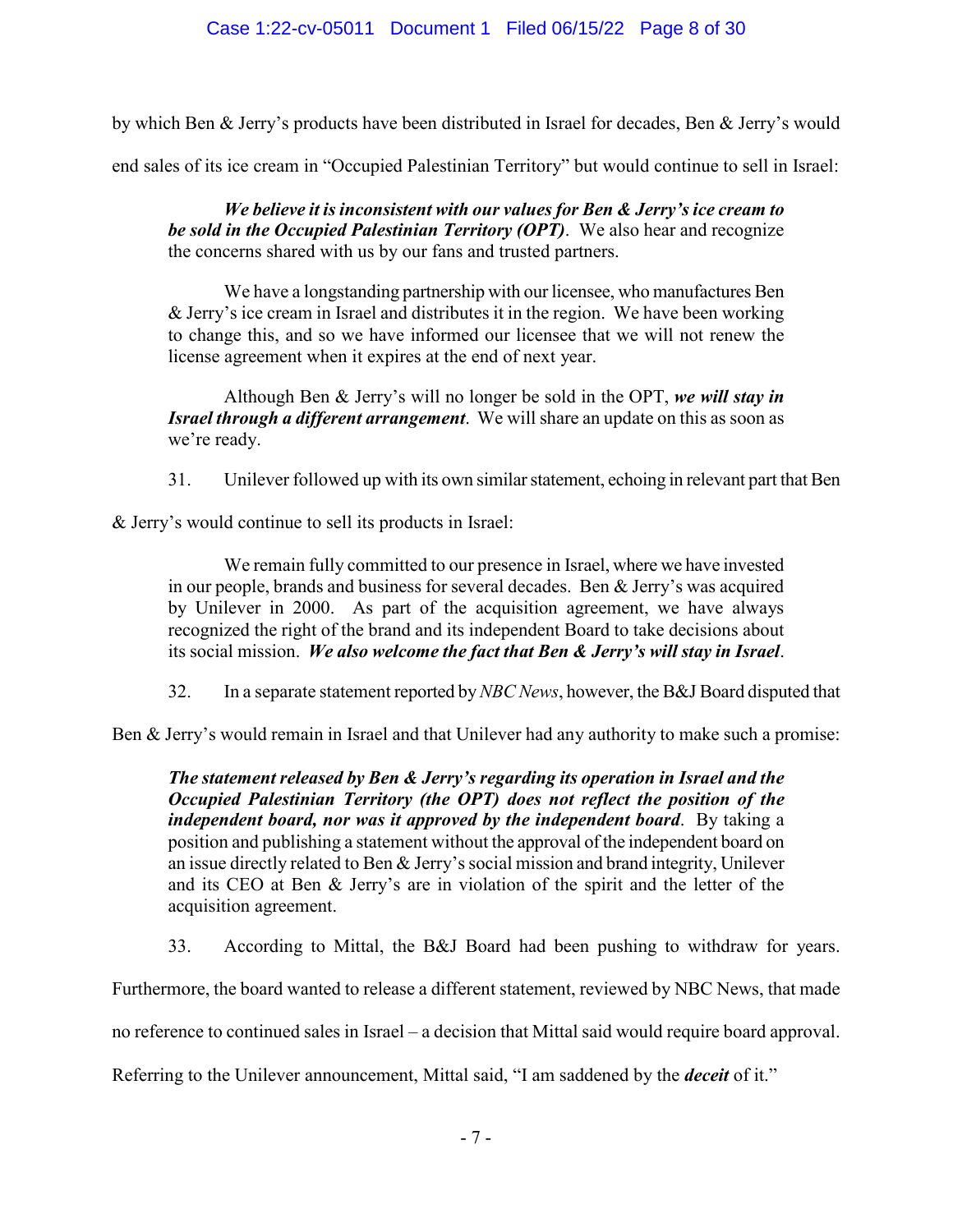by which Ben & Jerry's products have been distributed in Israel for decades, Ben & Jerry's would end sales of its ice cream in "Occupied Palestinian Territory" but would continue to sell in Israel:

> ***We believe it is inconsistent with our values for Ben & Jerry's ice cream to be sold in the Occupied Palestinian Territory (OPT)***. We also hear and recognize the concerns shared with us by our fans and trusted partners.
>
> We have a longstanding partnership with our licensee, who manufactures Ben & Jerry's ice cream in Israel and distributes it in the region. We have been working to change this, and so we have informed our licensee that we will not renew the license agreement when it expires at the end of next year.
>
> Although Ben & Jerry's will no longer be sold in the OPT, ***we will stay in Israel through a different arrangement***. We will share an update on this as soon as we're ready.

31. Unilever followed up with its own similar statement, echoing in relevant part that Ben & Jerry's would continue to sell its products in Israel:

> We remain fully committed to our presence in Israel, where we have invested in our people, brands and business for several decades. Ben & Jerry's was acquired by Unilever in 2000. As part of the acquisition agreement, we have always recognized the right of the brand and its independent Board to take decisions about its social mission. ***We also welcome the fact that Ben & Jerry's will stay in Israel***.

32. In a separate statement reported by *NBC News*, however, the B&J Board disputed that Ben & Jerry's would remain in Israel and that Unilever had any authority to make such a promise:

> ***The statement released by Ben & Jerry's regarding its operation in Israel and the Occupied Palestinian Territory (the OPT) does not reflect the position of the independent board, nor was it approved by the independent board***. By taking a position and publishing a statement without the approval of the independent board on an issue directly related to Ben & Jerry's social mission and brand integrity, Unilever and its CEO at Ben & Jerry's are in violation of the spirit and the letter of the acquisition agreement.

33. According to Mittal, the B&J Board had been pushing to withdraw for years. Furthermore, the board wanted to release a different statement, reviewed by NBC News, that made no reference to continued sales in Israel – a decision that Mittal said would require board approval. Referring to the Unilever announcement, Mittal said, "I am saddened by the ***deceit*** of it."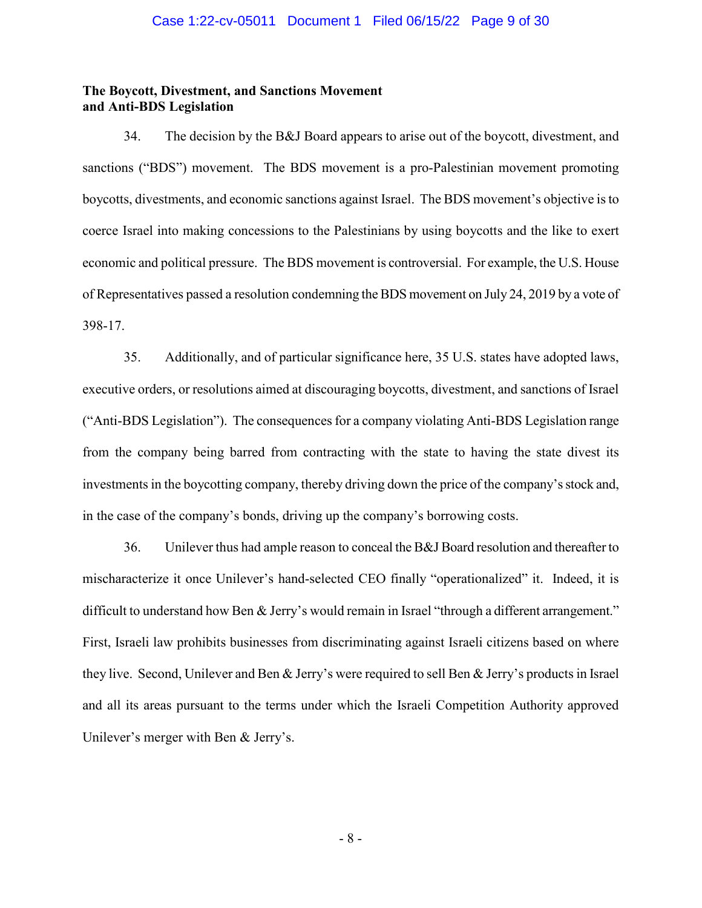**The Boycott, Divestment, and Sanctions Movement and Anti-BDS Legislation**

34. The decision by the B&J Board appears to arise out of the boycott, divestment, and sanctions ("BDS") movement. The BDS movement is a pro-Palestinian movement promoting boycotts, divestments, and economic sanctions against Israel. The BDS movement's objective is to coerce Israel into making concessions to the Palestinians by using boycotts and the like to exert economic and political pressure. The BDS movement is controversial. For example, the U.S. House of Representatives passed a resolution condemning the BDS movement on July 24, 2019 by a vote of 398-17.

35. Additionally, and of particular significance here, 35 U.S. states have adopted laws, executive orders, or resolutions aimed at discouraging boycotts, divestment, and sanctions of Israel ("Anti-BDS Legislation"). The consequences for a company violating Anti-BDS Legislation range from the company being barred from contracting with the state to having the state divest its investments in the boycotting company, thereby driving down the price of the company's stock and, in the case of the company's bonds, driving up the company's borrowing costs.

36. Unilever thus had ample reason to conceal the B&J Board resolution and thereafter to mischaracterize it once Unilever's hand-selected CEO finally "operationalized" it. Indeed, it is difficult to understand how Ben & Jerry's would remain in Israel "through a different arrangement." First, Israeli law prohibits businesses from discriminating against Israeli citizens based on where they live. Second, Unilever and Ben & Jerry's were required to sell Ben & Jerry's products in Israel and all its areas pursuant to the terms under which the Israeli Competition Authority approved Unilever's merger with Ben & Jerry's.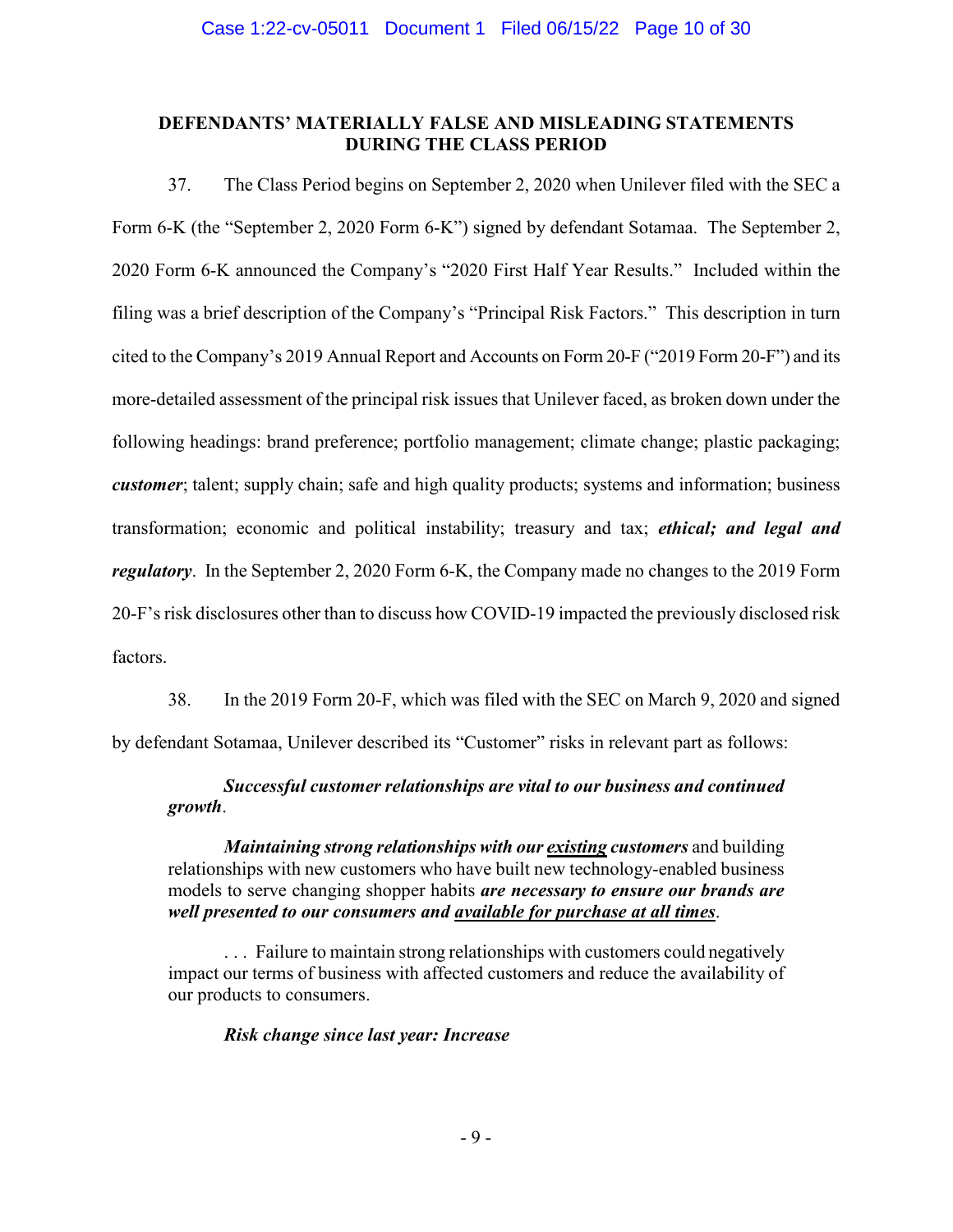## DEFENDANTS' MATERIALLY FALSE AND MISLEADING STATEMENTS DURING THE CLASS PERIOD

37. The Class Period begins on September 2, 2020 when Unilever filed with the SEC a Form 6-K (the "September 2, 2020 Form 6-K") signed by defendant Sotamaa. The September 2, 2020 Form 6-K announced the Company's "2020 First Half Year Results." Included within the filing was a brief description of the Company's "Principal Risk Factors." This description in turn cited to the Company's 2019 Annual Report and Accounts on Form 20-F ("2019 Form 20-F") and its more-detailed assessment of the principal risk issues that Unilever faced, as broken down under the following headings: brand preference; portfolio management; climate change; plastic packaging; ***customer***; talent; supply chain; safe and high quality products; systems and information; business transformation; economic and political instability; treasury and tax; ***ethical; and legal and regulatory***. In the September 2, 2020 Form 6-K, the Company made no changes to the 2019 Form 20-F's risk disclosures other than to discuss how COVID-19 impacted the previously disclosed risk factors.

38. In the 2019 Form 20-F, which was filed with the SEC on March 9, 2020 and signed by defendant Sotamaa, Unilever described its "Customer" risks in relevant part as follows:

> ***Successful customer relationships are vital to our business and continued growth***.
>
> ***Maintaining strong relationships with our <u>existing</u> customers*** and building relationships with new customers who have built new technology-enabled business models to serve changing shopper habits ***are necessary to ensure our brands are well presented to our consumers and <u>available for purchase at all times</u>***.
>
> . . . Failure to maintain strong relationships with customers could negatively impact our terms of business with affected customers and reduce the availability of our products to consumers.
>
> ***Risk change since last year: Increase***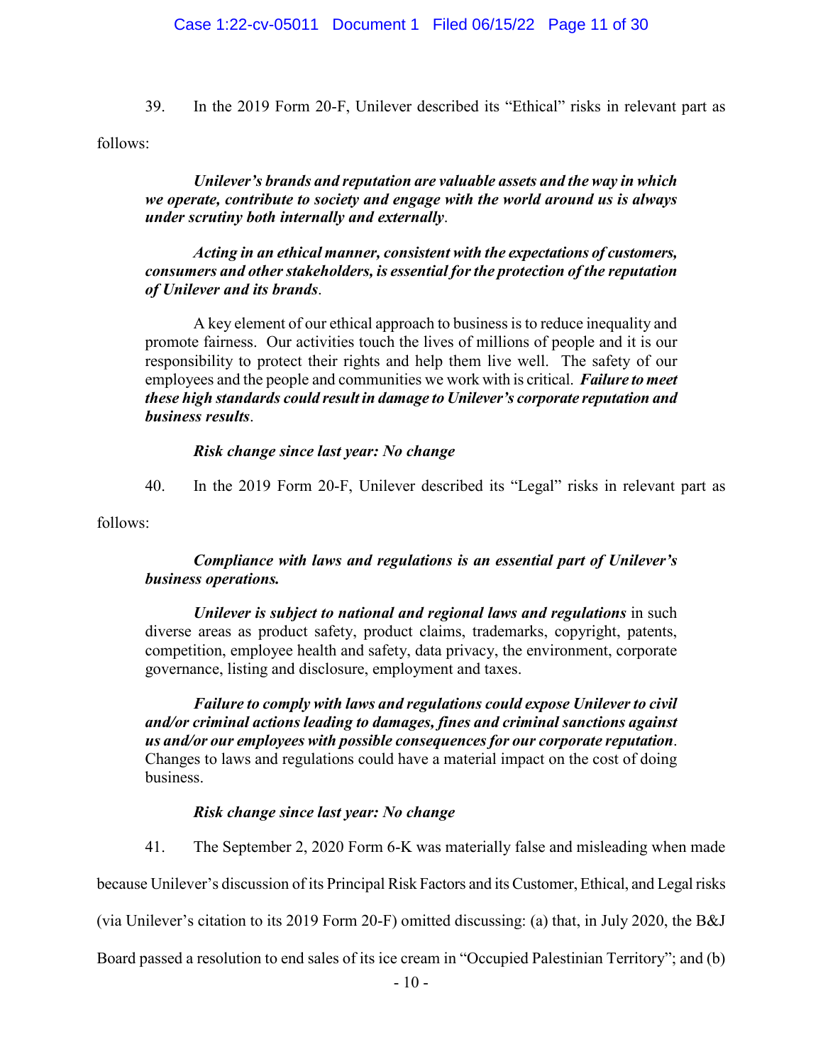39. In the 2019 Form 20-F, Unilever described its "Ethical" risks in relevant part as follows:

> ***Unilever's brands and reputation are valuable assets and the way in which we operate, contribute to society and engage with the world around us is always under scrutiny both internally and externally***.
>
> ***Acting in an ethical manner, consistent with the expectations of customers, consumers and other stakeholders, is essential for the protection of the reputation of Unilever and its brands***.
>
> A key element of our ethical approach to business is to reduce inequality and promote fairness. Our activities touch the lives of millions of people and it is our responsibility to protect their rights and help them live well. The safety of our employees and the people and communities we work with is critical. ***Failure to meet these high standards could result in damage to Unilever's corporate reputation and business results***.
>
> ***Risk change since last year: No change***

40. In the 2019 Form 20-F, Unilever described its "Legal" risks in relevant part as follows:

> ***Compliance with laws and regulations is an essential part of Unilever's business operations.***
>
> ***Unilever is subject to national and regional laws and regulations*** in such diverse areas as product safety, product claims, trademarks, copyright, patents, competition, employee health and safety, data privacy, the environment, corporate governance, listing and disclosure, employment and taxes.
>
> ***Failure to comply with laws and regulations could expose Unilever to civil and/or criminal actions leading to damages, fines and criminal sanctions against us and/or our employees with possible consequences for our corporate reputation***. Changes to laws and regulations could have a material impact on the cost of doing business.
>
> ***Risk change since last year: No change***

41. The September 2, 2020 Form 6-K was materially false and misleading when made because Unilever's discussion of its Principal Risk Factors and its Customer, Ethical, and Legal risks (via Unilever's citation to its 2019 Form 20-F) omitted discussing: (a) that, in July 2020, the B&J Board passed a resolution to end sales of its ice cream in "Occupied Palestinian Territory"; and (b)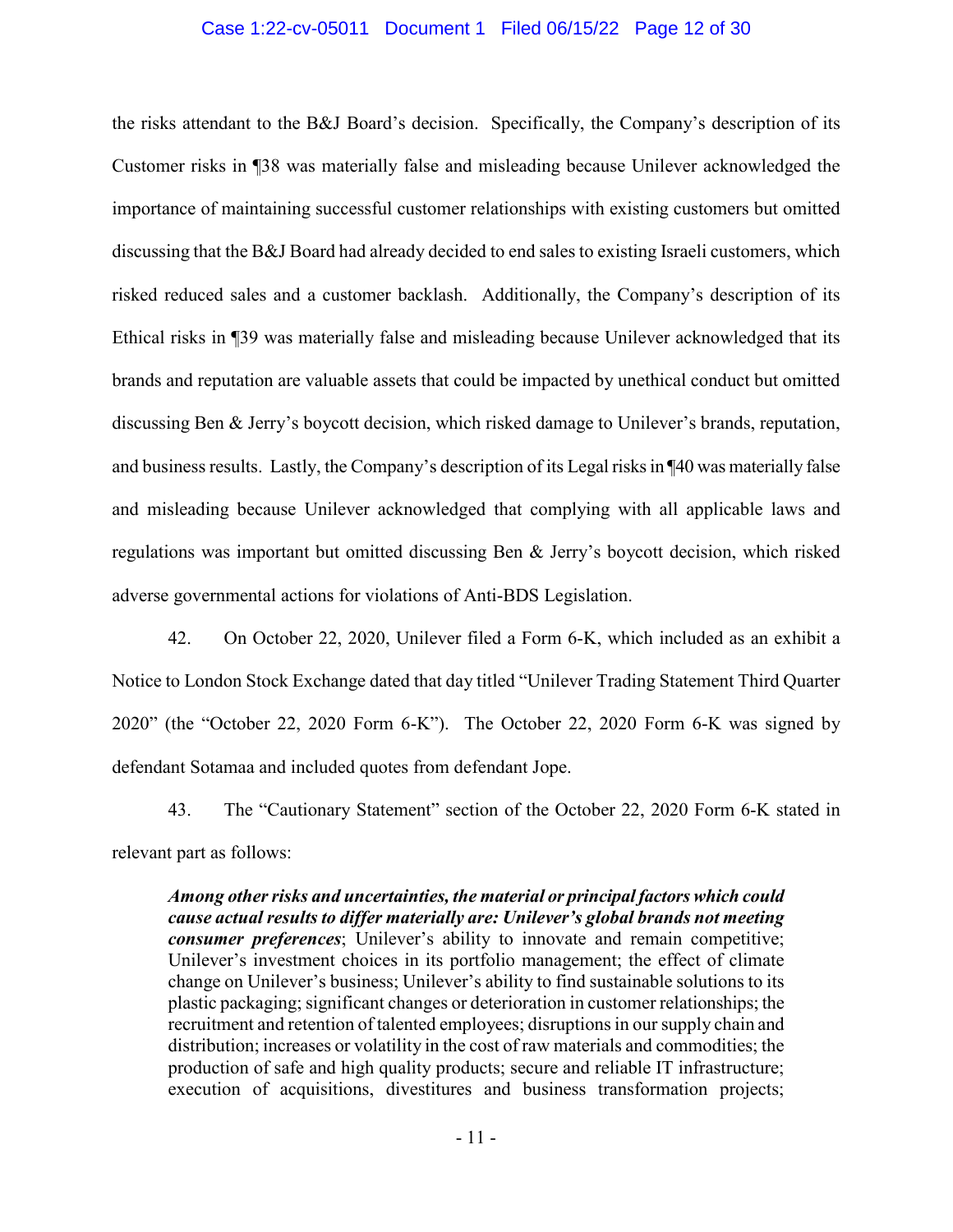the risks attendant to the B&J Board's decision. Specifically, the Company's description of its Customer risks in ¶38 was materially false and misleading because Unilever acknowledged the importance of maintaining successful customer relationships with existing customers but omitted discussing that the B&J Board had already decided to end sales to existing Israeli customers, which risked reduced sales and a customer backlash. Additionally, the Company's description of its Ethical risks in ¶39 was materially false and misleading because Unilever acknowledged that its brands and reputation are valuable assets that could be impacted by unethical conduct but omitted discussing Ben & Jerry's boycott decision, which risked damage to Unilever's brands, reputation, and business results. Lastly, the Company's description of its Legal risks in ¶40 was materially false and misleading because Unilever acknowledged that complying with all applicable laws and regulations was important but omitted discussing Ben & Jerry's boycott decision, which risked adverse governmental actions for violations of Anti-BDS Legislation.

42. On October 22, 2020, Unilever filed a Form 6-K, which included as an exhibit a Notice to London Stock Exchange dated that day titled "Unilever Trading Statement Third Quarter 2020" (the "October 22, 2020 Form 6-K"). The October 22, 2020 Form 6-K was signed by defendant Sotamaa and included quotes from defendant Jope.

43. The "Cautionary Statement" section of the October 22, 2020 Form 6-K stated in relevant part as follows:

> ***Among other risks and uncertainties, the material or principal factors which could cause actual results to differ materially are: Unilever's global brands not meeting consumer preferences***; Unilever's ability to innovate and remain competitive; Unilever's investment choices in its portfolio management; the effect of climate change on Unilever's business; Unilever's ability to find sustainable solutions to its plastic packaging; significant changes or deterioration in customer relationships; the recruitment and retention of talented employees; disruptions in our supply chain and distribution; increases or volatility in the cost of raw materials and commodities; the production of safe and high quality products; secure and reliable IT infrastructure; execution of acquisitions, divestitures and business transformation projects;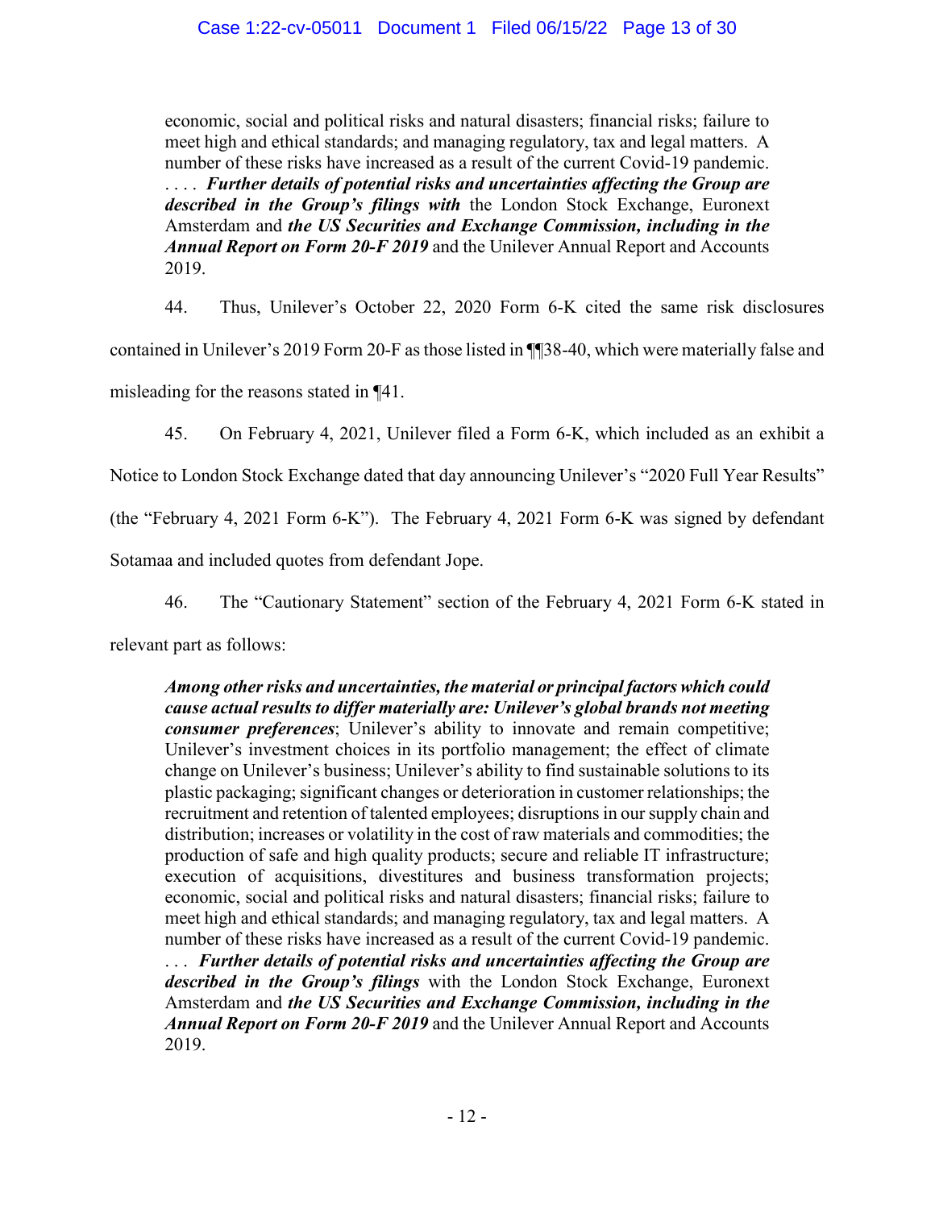> economic, social and political risks and natural disasters; financial risks; failure to meet high and ethical standards; and managing regulatory, tax and legal matters. A number of these risks have increased as a result of the current Covid-19 pandemic. . . . . ***Further details of potential risks and uncertainties affecting the Group are described in the Group's filings with*** the London Stock Exchange, Euronext Amsterdam and ***the US Securities and Exchange Commission, including in the Annual Report on Form 20-F 2019*** and the Unilever Annual Report and Accounts 2019.

44. Thus, Unilever's October 22, 2020 Form 6-K cited the same risk disclosures contained in Unilever's 2019 Form 20-F as those listed in ¶¶38-40, which were materially false and misleading for the reasons stated in ¶41.

45. On February 4, 2021, Unilever filed a Form 6-K, which included as an exhibit a Notice to London Stock Exchange dated that day announcing Unilever's "2020 Full Year Results" (the "February 4, 2021 Form 6-K"). The February 4, 2021 Form 6-K was signed by defendant Sotamaa and included quotes from defendant Jope.

46. The "Cautionary Statement" section of the February 4, 2021 Form 6-K stated in relevant part as follows:

> ***Among other risks and uncertainties, the material or principal factors which could cause actual results to differ materially are: Unilever's global brands not meeting consumer preferences***; Unilever's ability to innovate and remain competitive; Unilever's investment choices in its portfolio management; the effect of climate change on Unilever's business; Unilever's ability to find sustainable solutions to its plastic packaging; significant changes or deterioration in customer relationships; the recruitment and retention of talented employees; disruptions in our supply chain and distribution; increases or volatility in the cost of raw materials and commodities; the production of safe and high quality products; secure and reliable IT infrastructure; execution of acquisitions, divestitures and business transformation projects; economic, social and political risks and natural disasters; financial risks; failure to meet high and ethical standards; and managing regulatory, tax and legal matters. A number of these risks have increased as a result of the current Covid-19 pandemic. . . . ***Further details of potential risks and uncertainties affecting the Group are described in the Group's filings*** with the London Stock Exchange, Euronext Amsterdam and ***the US Securities and Exchange Commission, including in the Annual Report on Form 20-F 2019*** and the Unilever Annual Report and Accounts 2019.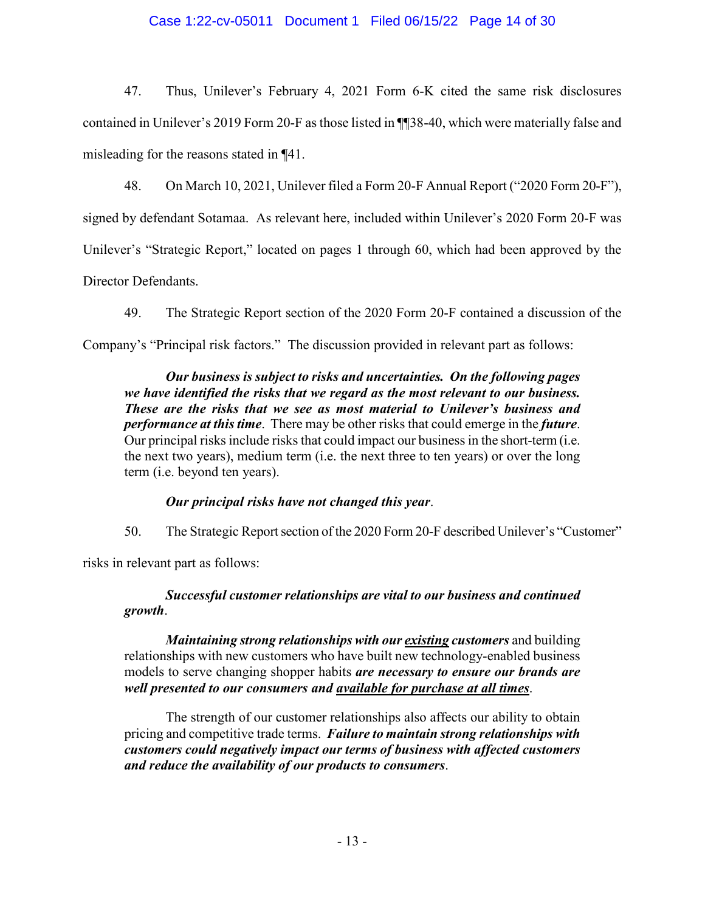47. Thus, Unilever's February 4, 2021 Form 6-K cited the same risk disclosures contained in Unilever's 2019 Form 20-F as those listed in ¶¶38-40, which were materially false and misleading for the reasons stated in ¶41.

48. On March 10, 2021, Unilever filed a Form 20-F Annual Report ("2020 Form 20-F"), signed by defendant Sotamaa. As relevant here, included within Unilever's 2020 Form 20-F was Unilever's "Strategic Report," located on pages 1 through 60, which had been approved by the Director Defendants.

49. The Strategic Report section of the 2020 Form 20-F contained a discussion of the Company's "Principal risk factors." The discussion provided in relevant part as follows:

> ***Our business is subject to risks and uncertainties. On the following pages we have identified the risks that we regard as the most relevant to our business. These are the risks that we see as most material to Unilever's business and performance at this time***. There may be other risks that could emerge in the ***future***. Our principal risks include risks that could impact our business in the short-term (i.e. the next two years), medium term (i.e. the next three to ten years) or over the long term (i.e. beyond ten years).
>
> ***Our principal risks have not changed this year***.

50. The Strategic Report section of the 2020 Form 20-F described Unilever's "Customer" risks in relevant part as follows:

> ***Successful customer relationships are vital to our business and continued growth***.
>
> ***Maintaining strong relationships with our <u>existing</u> customers*** and building relationships with new customers who have built new technology-enabled business models to serve changing shopper habits ***are necessary to ensure our brands are well presented to our consumers and <u>available for purchase at all times</u>***.
>
> The strength of our customer relationships also affects our ability to obtain pricing and competitive trade terms. ***Failure to maintain strong relationships with customers could negatively impact our terms of business with affected customers and reduce the availability of our products to consumers***.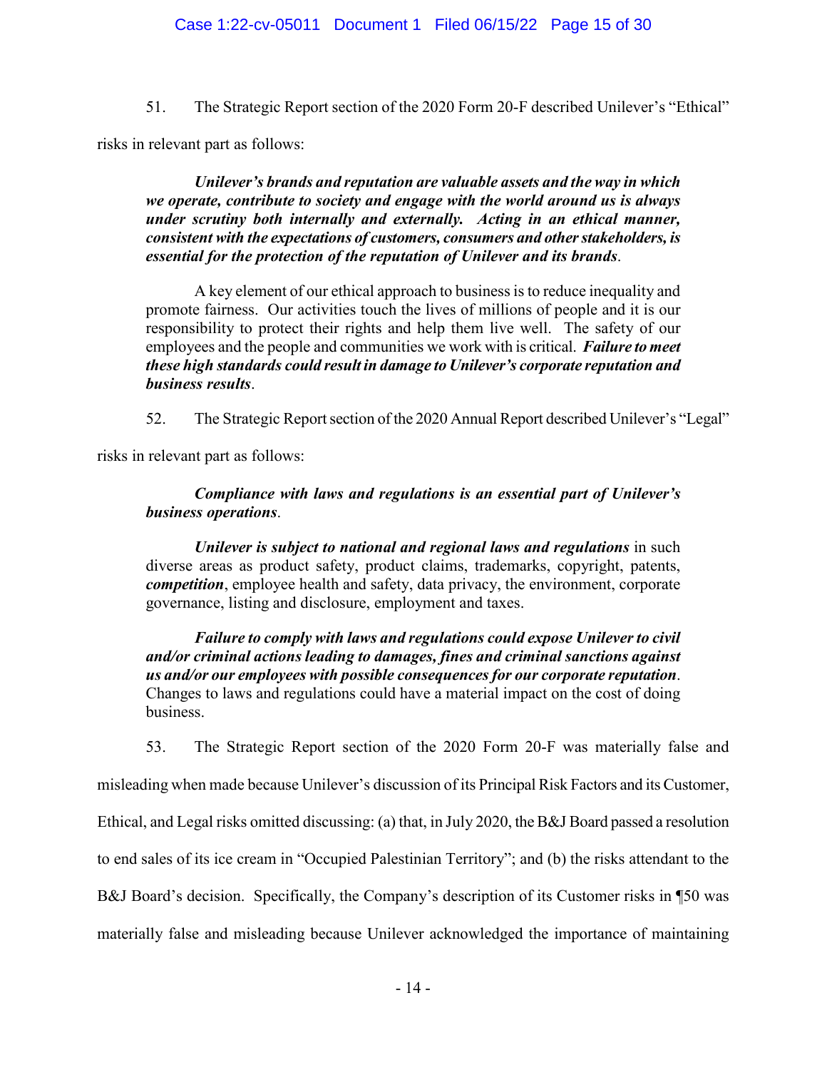51. The Strategic Report section of the 2020 Form 20-F described Unilever's "Ethical" risks in relevant part as follows:

> ***Unilever's brands and reputation are valuable assets and the way in which we operate, contribute to society and engage with the world around us is always under scrutiny both internally and externally. Acting in an ethical manner, consistent with the expectations of customers, consumers and other stakeholders, is essential for the protection of the reputation of Unilever and its brands***.
>
> A key element of our ethical approach to business is to reduce inequality and promote fairness. Our activities touch the lives of millions of people and it is our responsibility to protect their rights and help them live well. The safety of our employees and the people and communities we work with is critical. ***Failure to meet these high standards could result in damage to Unilever's corporate reputation and business results***.

52. The Strategic Report section of the 2020 Annual Report described Unilever's "Legal" risks in relevant part as follows:

> ***Compliance with laws and regulations is an essential part of Unilever's business operations***.
>
> ***Unilever is subject to national and regional laws and regulations*** in such diverse areas as product safety, product claims, trademarks, copyright, patents, ***competition***, employee health and safety, data privacy, the environment, corporate governance, listing and disclosure, employment and taxes.
>
> ***Failure to comply with laws and regulations could expose Unilever to civil and/or criminal actions leading to damages, fines and criminal sanctions against us and/or our employees with possible consequences for our corporate reputation***. Changes to laws and regulations could have a material impact on the cost of doing business.

53. The Strategic Report section of the 2020 Form 20-F was materially false and misleading when made because Unilever's discussion of its Principal Risk Factors and its Customer, Ethical, and Legal risks omitted discussing: (a) that, in July 2020, the B&J Board passed a resolution to end sales of its ice cream in "Occupied Palestinian Territory"; and (b) the risks attendant to the B&J Board's decision. Specifically, the Company's description of its Customer risks in ¶50 was materially false and misleading because Unilever acknowledged the importance of maintaining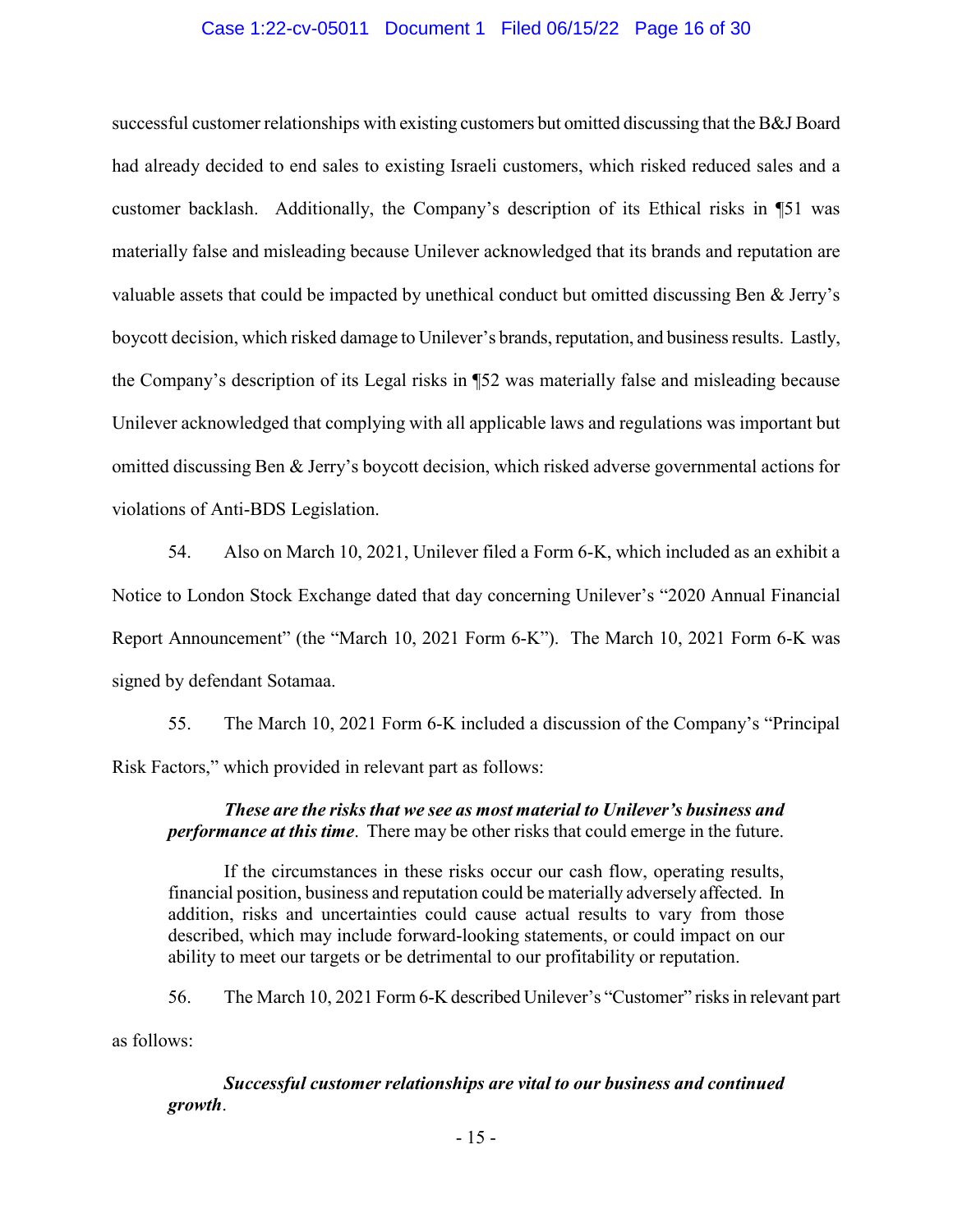successful customer relationships with existing customers but omitted discussing that the B&J Board had already decided to end sales to existing Israeli customers, which risked reduced sales and a customer backlash. Additionally, the Company's description of its Ethical risks in ¶51 was materially false and misleading because Unilever acknowledged that its brands and reputation are valuable assets that could be impacted by unethical conduct but omitted discussing Ben & Jerry's boycott decision, which risked damage to Unilever's brands, reputation, and business results. Lastly, the Company's description of its Legal risks in ¶52 was materially false and misleading because Unilever acknowledged that complying with all applicable laws and regulations was important but omitted discussing Ben & Jerry's boycott decision, which risked adverse governmental actions for violations of Anti-BDS Legislation.

54. Also on March 10, 2021, Unilever filed a Form 6-K, which included as an exhibit a Notice to London Stock Exchange dated that day concerning Unilever's "2020 Annual Financial Report Announcement" (the "March 10, 2021 Form 6-K"). The March 10, 2021 Form 6-K was signed by defendant Sotamaa.

55. The March 10, 2021 Form 6-K included a discussion of the Company's "Principal Risk Factors," which provided in relevant part as follows:

> ***These are the risks that we see as most material to Unilever's business and performance at this time***. There may be other risks that could emerge in the future.
>
> If the circumstances in these risks occur our cash flow, operating results, financial position, business and reputation could be materially adversely affected. In addition, risks and uncertainties could cause actual results to vary from those described, which may include forward-looking statements, or could impact on our ability to meet our targets or be detrimental to our profitability or reputation.

56. The March 10, 2021 Form 6-K described Unilever's "Customer" risks in relevant part as follows:

> ***Successful customer relationships are vital to our business and continued growth***.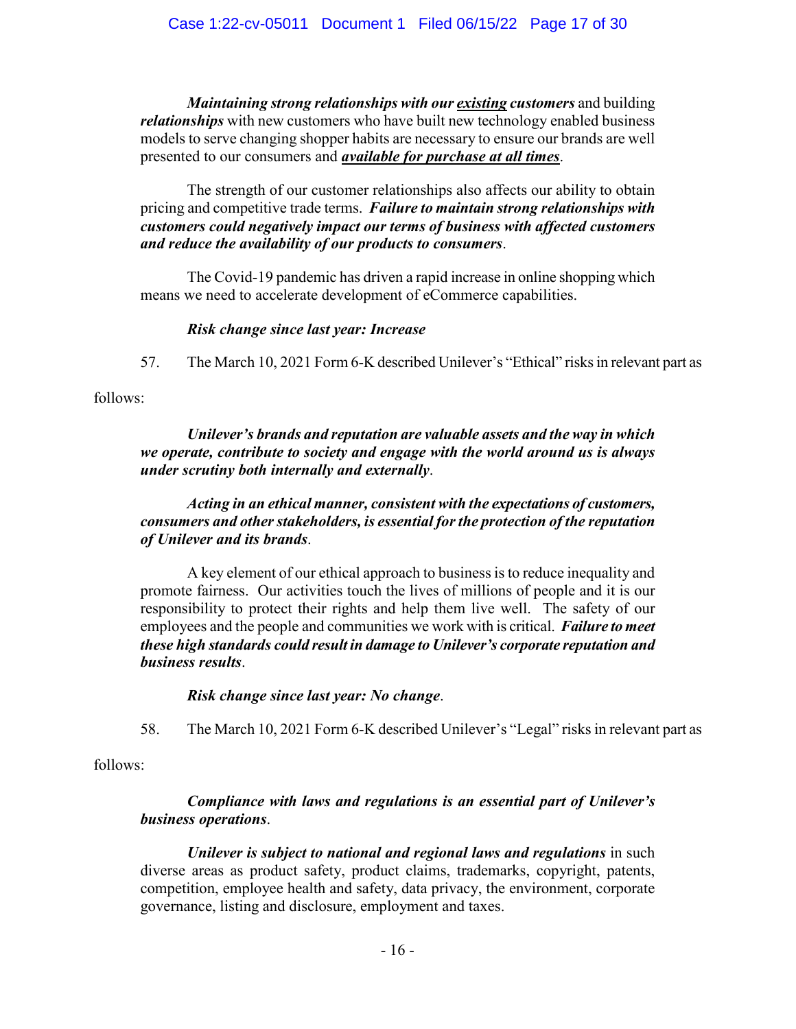> ***Maintaining strong relationships with our <u>existing</u> customers*** and building ***relationships*** with new customers who have built new technology enabled business models to serve changing shopper habits are necessary to ensure our brands are well presented to our consumers and ***<u>available for purchase at all times</u>***.
>
> The strength of our customer relationships also affects our ability to obtain pricing and competitive trade terms. ***Failure to maintain strong relationships with customers could negatively impact our terms of business with affected customers and reduce the availability of our products to consumers***.
>
> The Covid-19 pandemic has driven a rapid increase in online shopping which means we need to accelerate development of eCommerce capabilities.
>
> ***Risk change since last year: Increase***

57. The March 10, 2021 Form 6-K described Unilever's "Ethical" risks in relevant part as follows:

> ***Unilever's brands and reputation are valuable assets and the way in which we operate, contribute to society and engage with the world around us is always under scrutiny both internally and externally***.
>
> ***Acting in an ethical manner, consistent with the expectations of customers, consumers and other stakeholders, is essential for the protection of the reputation of Unilever and its brands***.
>
> A key element of our ethical approach to business is to reduce inequality and promote fairness. Our activities touch the lives of millions of people and it is our responsibility to protect their rights and help them live well. The safety of our employees and the people and communities we work with is critical. ***Failure to meet these high standards could result in damage to Unilever's corporate reputation and business results***.
>
> ***Risk change since last year: No change***.

58. The March 10, 2021 Form 6-K described Unilever's "Legal" risks in relevant part as follows:

> ***Compliance with laws and regulations is an essential part of Unilever's business operations***.
>
> ***Unilever is subject to national and regional laws and regulations*** in such diverse areas as product safety, product claims, trademarks, copyright, patents, competition, employee health and safety, data privacy, the environment, corporate governance, listing and disclosure, employment and taxes.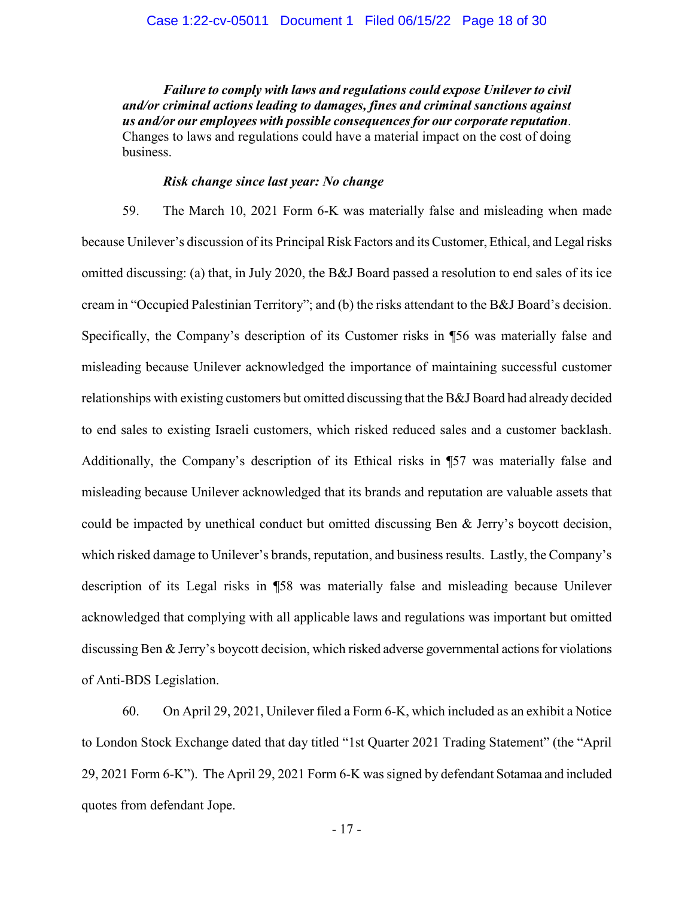> ***Failure to comply with laws and regulations could expose Unilever to civil and/or criminal actions leading to damages, fines and criminal sanctions against us and/or our employees with possible consequences for our corporate reputation***. Changes to laws and regulations could have a material impact on the cost of doing business.
>
> ***Risk change since last year: No change***

59. The March 10, 2021 Form 6-K was materially false and misleading when made because Unilever's discussion of its Principal Risk Factors and its Customer, Ethical, and Legal risks omitted discussing: (a) that, in July 2020, the B&J Board passed a resolution to end sales of its ice cream in "Occupied Palestinian Territory"; and (b) the risks attendant to the B&J Board's decision. Specifically, the Company's description of its Customer risks in ¶56 was materially false and misleading because Unilever acknowledged the importance of maintaining successful customer relationships with existing customers but omitted discussing that the B&J Board had already decided to end sales to existing Israeli customers, which risked reduced sales and a customer backlash. Additionally, the Company's description of its Ethical risks in ¶57 was materially false and misleading because Unilever acknowledged that its brands and reputation are valuable assets that could be impacted by unethical conduct but omitted discussing Ben & Jerry's boycott decision, which risked damage to Unilever's brands, reputation, and business results. Lastly, the Company's description of its Legal risks in ¶58 was materially false and misleading because Unilever acknowledged that complying with all applicable laws and regulations was important but omitted discussing Ben & Jerry's boycott decision, which risked adverse governmental actions for violations of Anti-BDS Legislation.

60. On April 29, 2021, Unilever filed a Form 6-K, which included as an exhibit a Notice to London Stock Exchange dated that day titled "1st Quarter 2021 Trading Statement" (the "April 29, 2021 Form 6-K"). The April 29, 2021 Form 6-K was signed by defendant Sotamaa and included quotes from defendant Jope.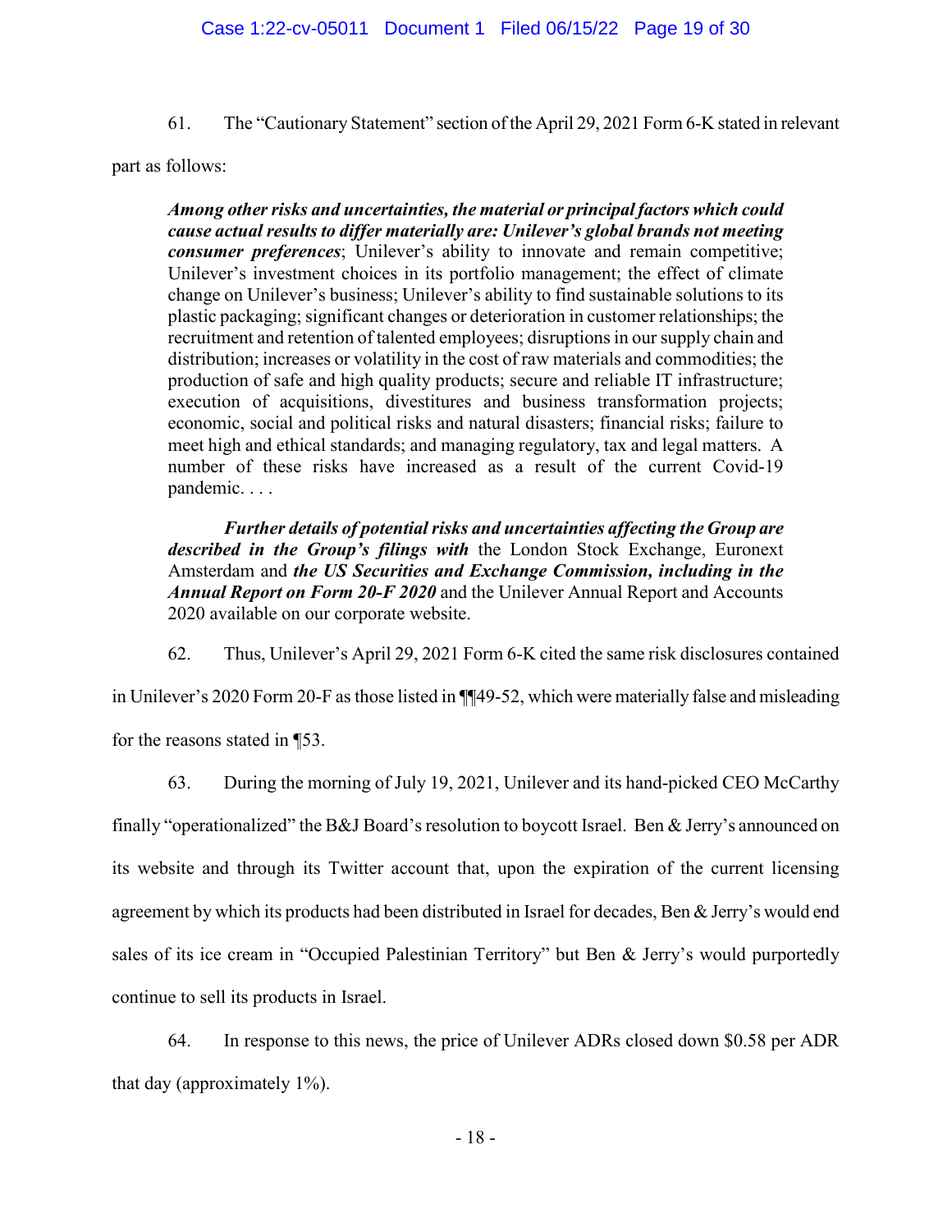61. The "Cautionary Statement" section of the April 29, 2021 Form 6-K stated in relevant part as follows:

> ***Among other risks and uncertainties, the material or principal factors which could cause actual results to differ materially are: Unilever's global brands not meeting consumer preferences***; Unilever's ability to innovate and remain competitive; Unilever's investment choices in its portfolio management; the effect of climate change on Unilever's business; Unilever's ability to find sustainable solutions to its plastic packaging; significant changes or deterioration in customer relationships; the recruitment and retention of talented employees; disruptions in our supply chain and distribution; increases or volatility in the cost of raw materials and commodities; the production of safe and high quality products; secure and reliable IT infrastructure; execution of acquisitions, divestitures and business transformation projects; economic, social and political risks and natural disasters; financial risks; failure to meet high and ethical standards; and managing regulatory, tax and legal matters. A number of these risks have increased as a result of the current Covid-19 pandemic. . . .
>
> ***Further details of potential risks and uncertainties affecting the Group are described in the Group's filings with*** the London Stock Exchange, Euronext Amsterdam and ***the US Securities and Exchange Commission, including in the Annual Report on Form 20-F 2020*** and the Unilever Annual Report and Accounts 2020 available on our corporate website.

62. Thus, Unilever's April 29, 2021 Form 6-K cited the same risk disclosures contained in Unilever's 2020 Form 20-F as those listed in ¶¶49-52, which were materially false and misleading for the reasons stated in ¶53.

63. During the morning of July 19, 2021, Unilever and its hand-picked CEO McCarthy finally "operationalized" the B&J Board's resolution to boycott Israel. Ben & Jerry's announced on its website and through its Twitter account that, upon the expiration of the current licensing agreement by which its products had been distributed in Israel for decades, Ben & Jerry's would end sales of its ice cream in "Occupied Palestinian Territory" but Ben & Jerry's would purportedly continue to sell its products in Israel.

64. In response to this news, the price of Unilever ADRs closed down $0.58 per ADR that day (approximately 1%).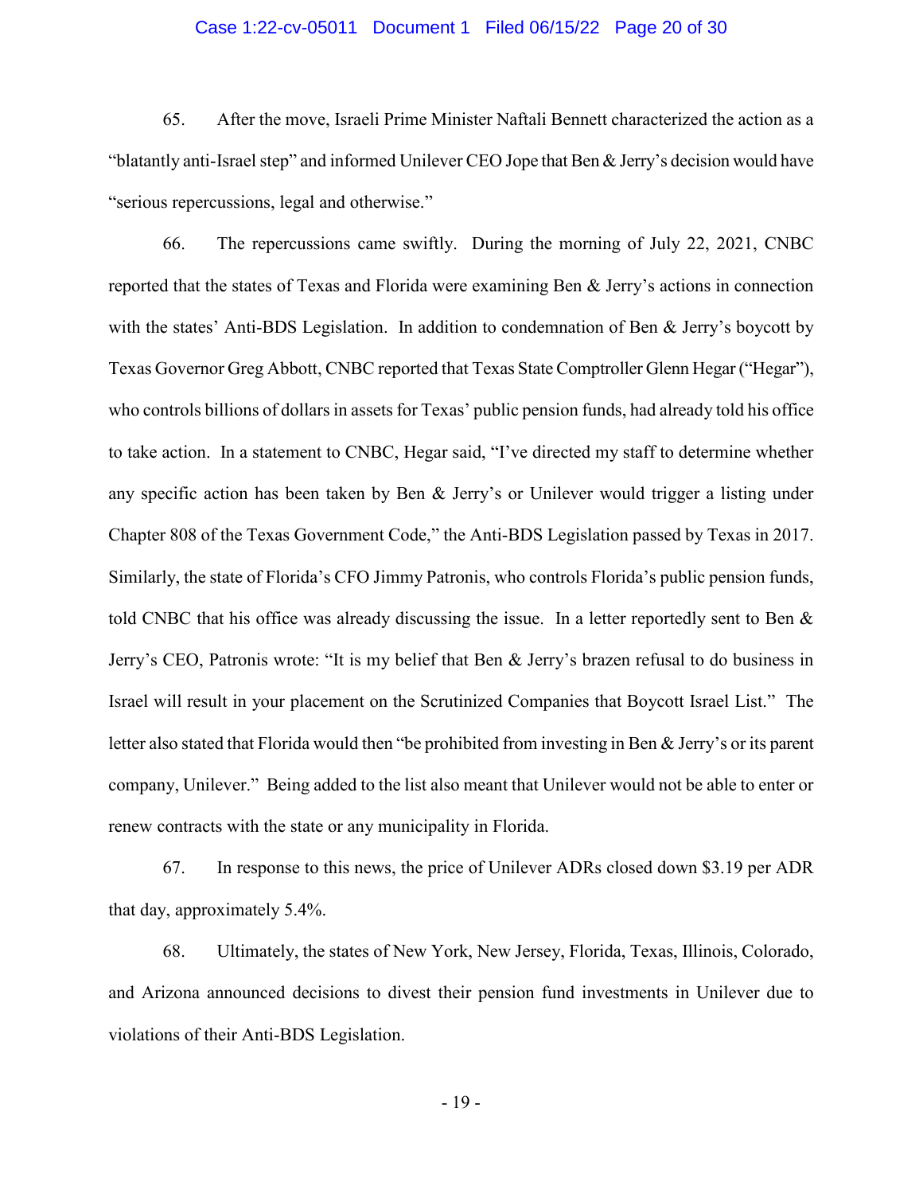65. After the move, Israeli Prime Minister Naftali Bennett characterized the action as a "blatantly anti-Israel step" and informed Unilever CEO Jope that Ben & Jerry's decision would have "serious repercussions, legal and otherwise."

66. The repercussions came swiftly. During the morning of July 22, 2021, CNBC reported that the states of Texas and Florida were examining Ben & Jerry's actions in connection with the states' Anti-BDS Legislation. In addition to condemnation of Ben & Jerry's boycott by Texas Governor Greg Abbott, CNBC reported that Texas State Comptroller Glenn Hegar ("Hegar"), who controls billions of dollars in assets for Texas' public pension funds, had already told his office to take action. In a statement to CNBC, Hegar said, "I've directed my staff to determine whether any specific action has been taken by Ben & Jerry's or Unilever would trigger a listing under Chapter 808 of the Texas Government Code," the Anti-BDS Legislation passed by Texas in 2017. Similarly, the state of Florida's CFO Jimmy Patronis, who controls Florida's public pension funds, told CNBC that his office was already discussing the issue. In a letter reportedly sent to Ben & Jerry's CEO, Patronis wrote: "It is my belief that Ben & Jerry's brazen refusal to do business in Israel will result in your placement on the Scrutinized Companies that Boycott Israel List." The letter also stated that Florida would then "be prohibited from investing in Ben & Jerry's or its parent company, Unilever." Being added to the list also meant that Unilever would not be able to enter or renew contracts with the state or any municipality in Florida.

67. In response to this news, the price of Unilever ADRs closed down $3.19 per ADR that day, approximately 5.4%.

68. Ultimately, the states of New York, New Jersey, Florida, Texas, Illinois, Colorado, and Arizona announced decisions to divest their pension fund investments in Unilever due to violations of their Anti-BDS Legislation.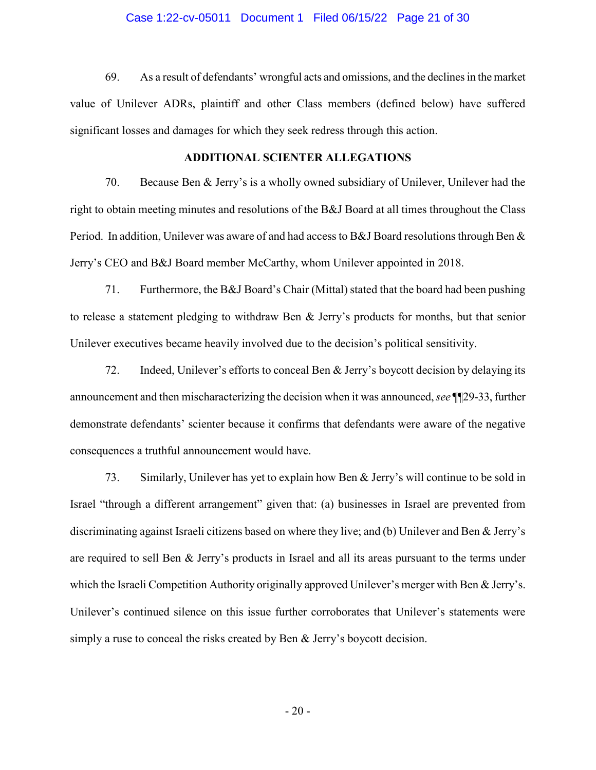69. As a result of defendants' wrongful acts and omissions, and the declines in the market value of Unilever ADRs, plaintiff and other Class members (defined below) have suffered significant losses and damages for which they seek redress through this action.

## ADDITIONAL SCIENTER ALLEGATIONS

70. Because Ben & Jerry's is a wholly owned subsidiary of Unilever, Unilever had the right to obtain meeting minutes and resolutions of the B&J Board at all times throughout the Class Period. In addition, Unilever was aware of and had access to B&J Board resolutions through Ben & Jerry's CEO and B&J Board member McCarthy, whom Unilever appointed in 2018.

71. Furthermore, the B&J Board's Chair (Mittal) stated that the board had been pushing to release a statement pledging to withdraw Ben & Jerry's products for months, but that senior Unilever executives became heavily involved due to the decision's political sensitivity.

72. Indeed, Unilever's efforts to conceal Ben & Jerry's boycott decision by delaying its announcement and then mischaracterizing the decision when it was announced, *see* ¶¶29-33, further demonstrate defendants' scienter because it confirms that defendants were aware of the negative consequences a truthful announcement would have.

73. Similarly, Unilever has yet to explain how Ben & Jerry's will continue to be sold in Israel "through a different arrangement" given that: (a) businesses in Israel are prevented from discriminating against Israeli citizens based on where they live; and (b) Unilever and Ben & Jerry's are required to sell Ben & Jerry's products in Israel and all its areas pursuant to the terms under which the Israeli Competition Authority originally approved Unilever's merger with Ben & Jerry's. Unilever's continued silence on this issue further corroborates that Unilever's statements were simply a ruse to conceal the risks created by Ben & Jerry's boycott decision.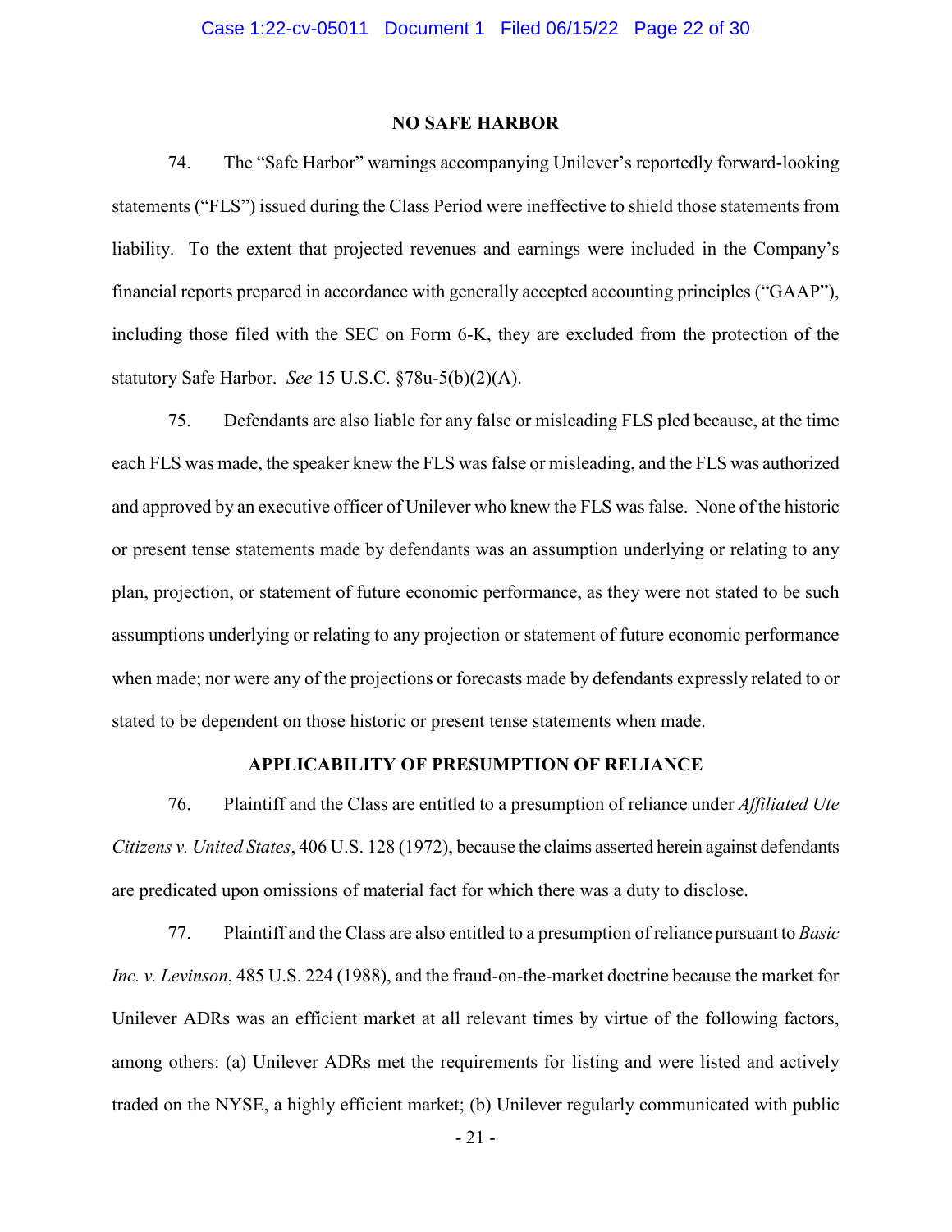## NO SAFE HARBOR

74. The "Safe Harbor" warnings accompanying Unilever's reportedly forward-looking statements ("FLS") issued during the Class Period were ineffective to shield those statements from liability. To the extent that projected revenues and earnings were included in the Company's financial reports prepared in accordance with generally accepted accounting principles ("GAAP"), including those filed with the SEC on Form 6-K, they are excluded from the protection of the statutory Safe Harbor. *See* 15 U.S.C. §78u-5(b)(2)(A).

75. Defendants are also liable for any false or misleading FLS pled because, at the time each FLS was made, the speaker knew the FLS was false or misleading, and the FLS was authorized and approved by an executive officer of Unilever who knew the FLS was false. None of the historic or present tense statements made by defendants was an assumption underlying or relating to any plan, projection, or statement of future economic performance, as they were not stated to be such assumptions underlying or relating to any projection or statement of future economic performance when made; nor were any of the projections or forecasts made by defendants expressly related to or stated to be dependent on those historic or present tense statements when made.

## APPLICABILITY OF PRESUMPTION OF RELIANCE

76. Plaintiff and the Class are entitled to a presumption of reliance under *Affiliated Ute Citizens v. United States*, 406 U.S. 128 (1972), because the claims asserted herein against defendants are predicated upon omissions of material fact for which there was a duty to disclose.

77. Plaintiff and the Class are also entitled to a presumption of reliance pursuant to *Basic Inc. v. Levinson*, 485 U.S. 224 (1988), and the fraud-on-the-market doctrine because the market for Unilever ADRs was an efficient market at all relevant times by virtue of the following factors, among others: (a) Unilever ADRs met the requirements for listing and were listed and actively traded on the NYSE, a highly efficient market; (b) Unilever regularly communicated with public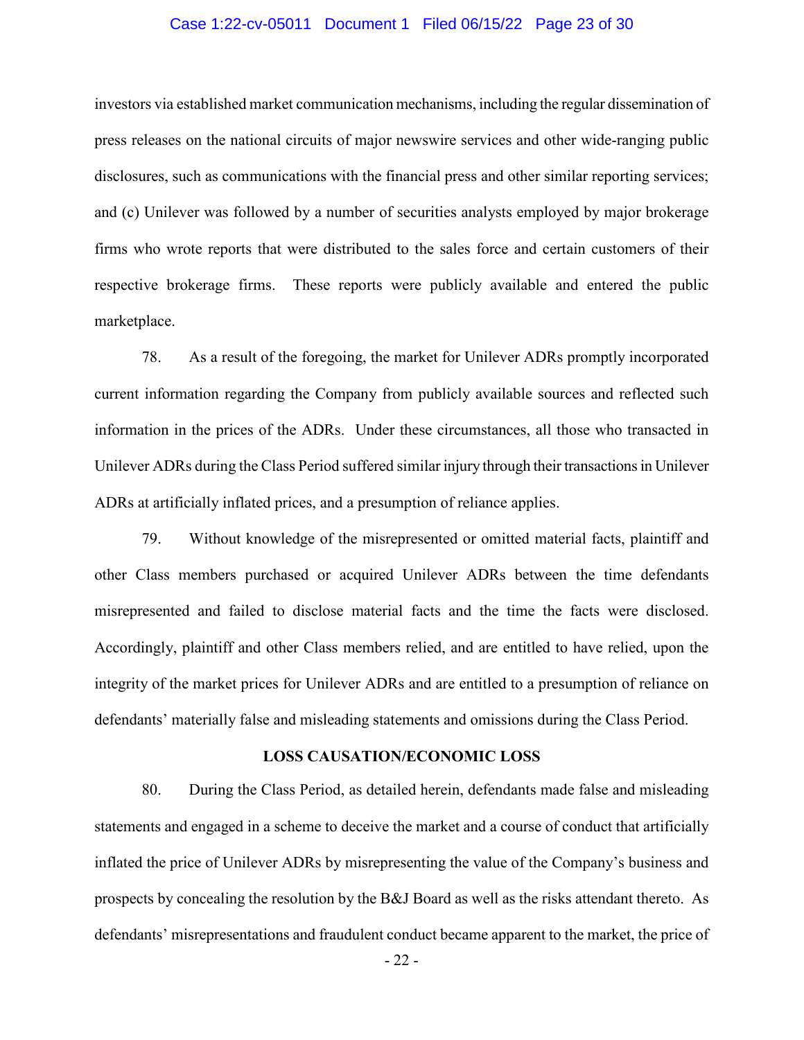investors via established market communication mechanisms, including the regular dissemination of press releases on the national circuits of major newswire services and other wide-ranging public disclosures, such as communications with the financial press and other similar reporting services; and (c) Unilever was followed by a number of securities analysts employed by major brokerage firms who wrote reports that were distributed to the sales force and certain customers of their respective brokerage firms. These reports were publicly available and entered the public marketplace.

78. As a result of the foregoing, the market for Unilever ADRs promptly incorporated current information regarding the Company from publicly available sources and reflected such information in the prices of the ADRs. Under these circumstances, all those who transacted in Unilever ADRs during the Class Period suffered similar injury through their transactions in Unilever ADRs at artificially inflated prices, and a presumption of reliance applies.

79. Without knowledge of the misrepresented or omitted material facts, plaintiff and other Class members purchased or acquired Unilever ADRs between the time defendants misrepresented and failed to disclose material facts and the time the facts were disclosed. Accordingly, plaintiff and other Class members relied, and are entitled to have relied, upon the integrity of the market prices for Unilever ADRs and are entitled to a presumption of reliance on defendants' materially false and misleading statements and omissions during the Class Period.

## LOSS CAUSATION/ECONOMIC LOSS

80. During the Class Period, as detailed herein, defendants made false and misleading statements and engaged in a scheme to deceive the market and a course of conduct that artificially inflated the price of Unilever ADRs by misrepresenting the value of the Company's business and prospects by concealing the resolution by the B&J Board as well as the risks attendant thereto. As defendants' misrepresentations and fraudulent conduct became apparent to the market, the price of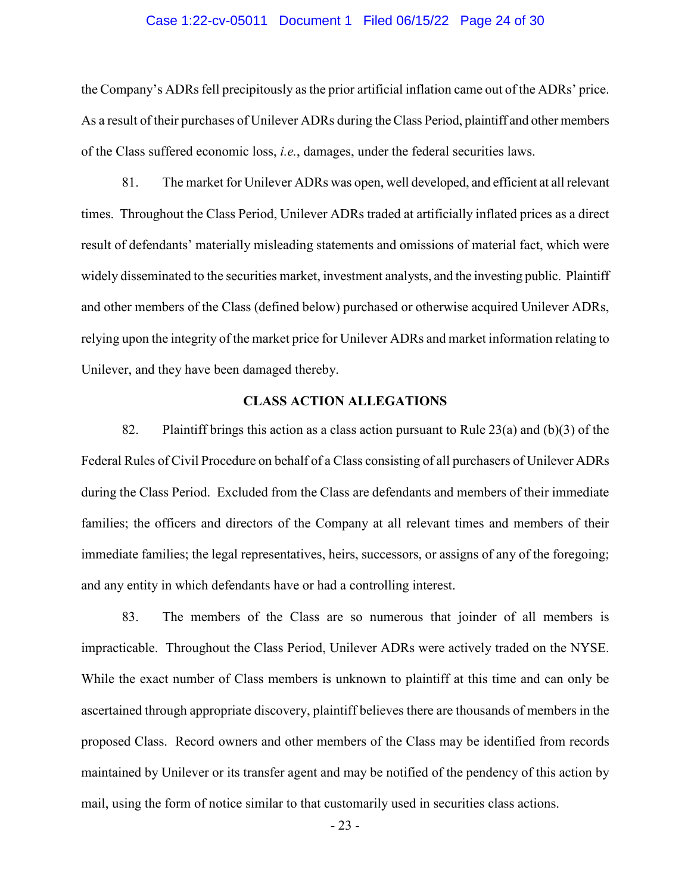the Company's ADRs fell precipitously as the prior artificial inflation came out of the ADRs' price. As a result of their purchases of Unilever ADRs during the Class Period, plaintiff and other members of the Class suffered economic loss, *i.e.*, damages, under the federal securities laws.

81. The market for Unilever ADRs was open, well developed, and efficient at all relevant times. Throughout the Class Period, Unilever ADRs traded at artificially inflated prices as a direct result of defendants' materially misleading statements and omissions of material fact, which were widely disseminated to the securities market, investment analysts, and the investing public. Plaintiff and other members of the Class (defined below) purchased or otherwise acquired Unilever ADRs, relying upon the integrity of the market price for Unilever ADRs and market information relating to Unilever, and they have been damaged thereby.

## CLASS ACTION ALLEGATIONS

82. Plaintiff brings this action as a class action pursuant to Rule 23(a) and (b)(3) of the Federal Rules of Civil Procedure on behalf of a Class consisting of all purchasers of Unilever ADRs during the Class Period. Excluded from the Class are defendants and members of their immediate families; the officers and directors of the Company at all relevant times and members of their immediate families; the legal representatives, heirs, successors, or assigns of any of the foregoing; and any entity in which defendants have or had a controlling interest.

83. The members of the Class are so numerous that joinder of all members is impracticable. Throughout the Class Period, Unilever ADRs were actively traded on the NYSE. While the exact number of Class members is unknown to plaintiff at this time and can only be ascertained through appropriate discovery, plaintiff believes there are thousands of members in the proposed Class. Record owners and other members of the Class may be identified from records maintained by Unilever or its transfer agent and may be notified of the pendency of this action by mail, using the form of notice similar to that customarily used in securities class actions.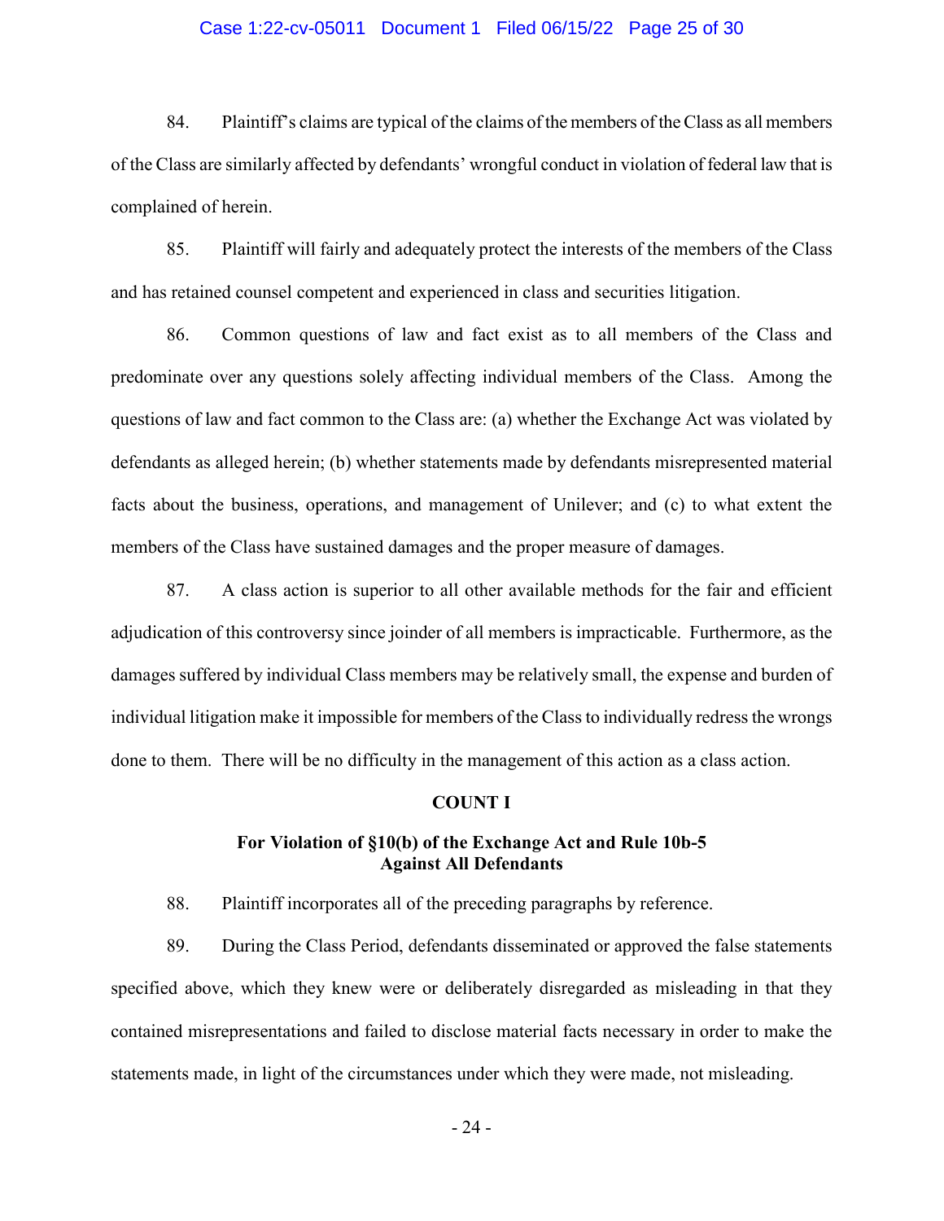84. Plaintiff's claims are typical of the claims of the members of the Class as all members of the Class are similarly affected by defendants' wrongful conduct in violation of federal law that is complained of herein.

85. Plaintiff will fairly and adequately protect the interests of the members of the Class and has retained counsel competent and experienced in class and securities litigation.

86. Common questions of law and fact exist as to all members of the Class and predominate over any questions solely affecting individual members of the Class. Among the questions of law and fact common to the Class are: (a) whether the Exchange Act was violated by defendants as alleged herein; (b) whether statements made by defendants misrepresented material facts about the business, operations, and management of Unilever; and (c) to what extent the members of the Class have sustained damages and the proper measure of damages.

87. A class action is superior to all other available methods for the fair and efficient adjudication of this controversy since joinder of all members is impracticable. Furthermore, as the damages suffered by individual Class members may be relatively small, the expense and burden of individual litigation make it impossible for members of the Class to individually redress the wrongs done to them. There will be no difficulty in the management of this action as a class action.

**COUNT I**

**For Violation of §10(b) of the Exchange Act and Rule 10b-5 Against All Defendants**

88. Plaintiff incorporates all of the preceding paragraphs by reference.

89. During the Class Period, defendants disseminated or approved the false statements specified above, which they knew were or deliberately disregarded as misleading in that they contained misrepresentations and failed to disclose material facts necessary in order to make the statements made, in light of the circumstances under which they were made, not misleading.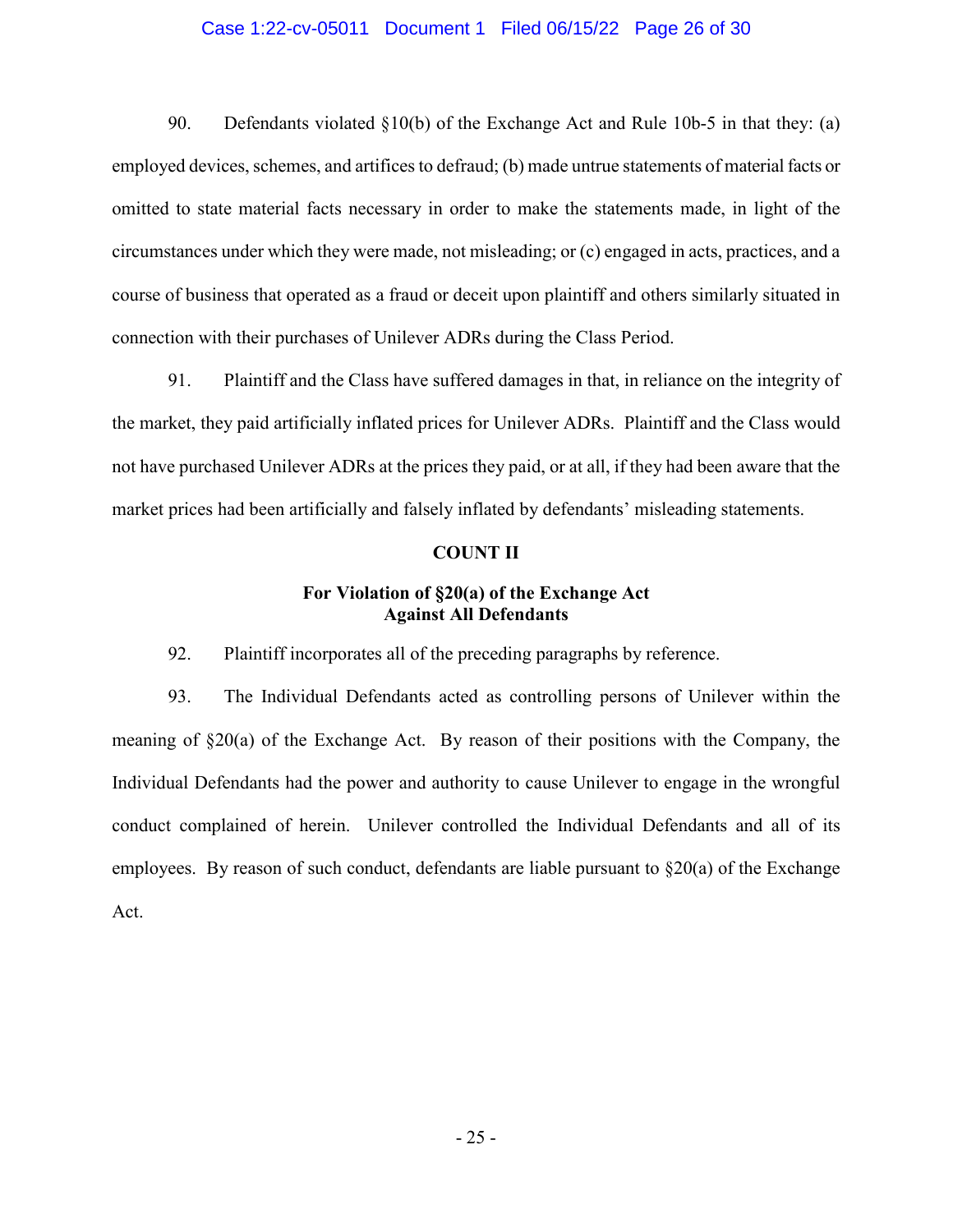90. Defendants violated §10(b) of the Exchange Act and Rule 10b-5 in that they: (a) employed devices, schemes, and artifices to defraud; (b) made untrue statements of material facts or omitted to state material facts necessary in order to make the statements made, in light of the circumstances under which they were made, not misleading; or (c) engaged in acts, practices, and a course of business that operated as a fraud or deceit upon plaintiff and others similarly situated in connection with their purchases of Unilever ADRs during the Class Period.

91. Plaintiff and the Class have suffered damages in that, in reliance on the integrity of the market, they paid artificially inflated prices for Unilever ADRs. Plaintiff and the Class would not have purchased Unilever ADRs at the prices they paid, or at all, if they had been aware that the market prices had been artificially and falsely inflated by defendants' misleading statements.

## COUNT II

### For Violation of §20(a) of the Exchange Act Against All Defendants

92. Plaintiff incorporates all of the preceding paragraphs by reference.

93. The Individual Defendants acted as controlling persons of Unilever within the meaning of §20(a) of the Exchange Act. By reason of their positions with the Company, the Individual Defendants had the power and authority to cause Unilever to engage in the wrongful conduct complained of herein. Unilever controlled the Individual Defendants and all of its employees. By reason of such conduct, defendants are liable pursuant to §20(a) of the Exchange Act.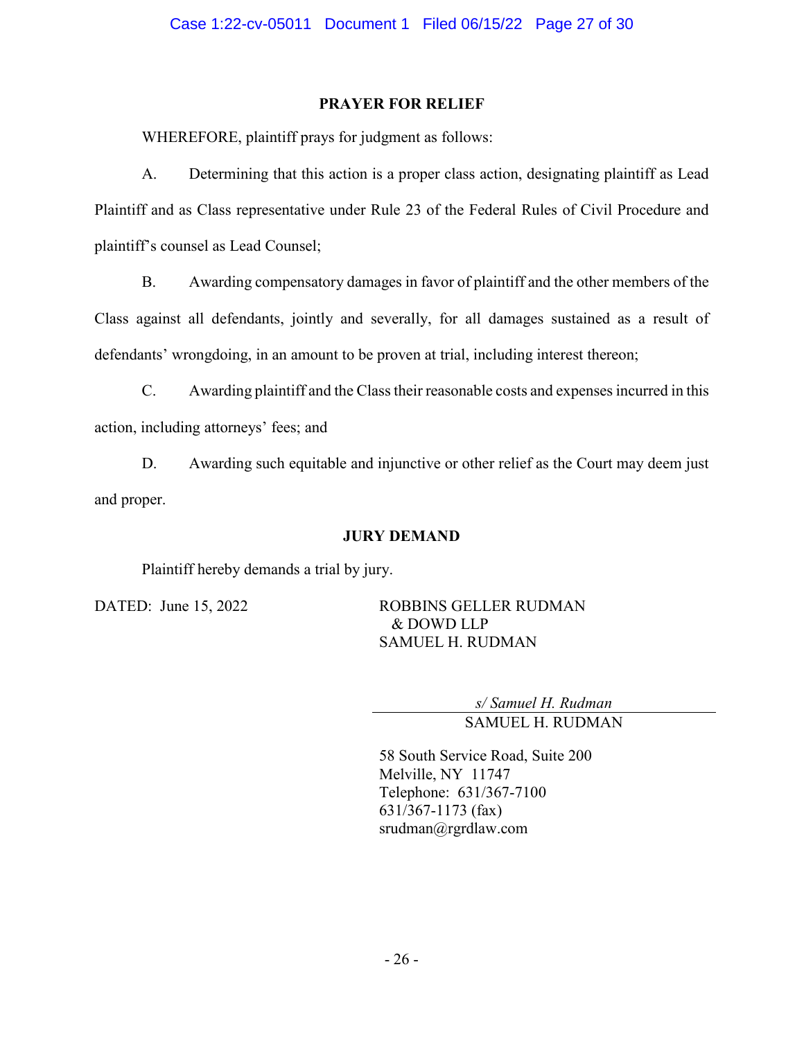## PRAYER FOR RELIEF

WHEREFORE, plaintiff prays for judgment as follows:

A. Determining that this action is a proper class action, designating plaintiff as Lead Plaintiff and as Class representative under Rule 23 of the Federal Rules of Civil Procedure and plaintiff's counsel as Lead Counsel;

B. Awarding compensatory damages in favor of plaintiff and the other members of the Class against all defendants, jointly and severally, for all damages sustained as a result of defendants' wrongdoing, in an amount to be proven at trial, including interest thereon;

C. Awarding plaintiff and the Class their reasonable costs and expenses incurred in this action, including attorneys' fees; and

D. Awarding such equitable and injunctive or other relief as the Court may deem just and proper.

## JURY DEMAND

Plaintiff hereby demands a trial by jury.

DATED: June 15, 2022

ROBBINS GELLER RUDMAN
& DOWD LLP
SAMUEL H. RUDMAN

*s/ Samuel H. Rudman*
SAMUEL H. RUDMAN

58 South Service Road, Suite 200
Melville, NY 11747
Telephone: 631/367-7100
631/367-1173 (fax)
srudman@rgrdlaw.com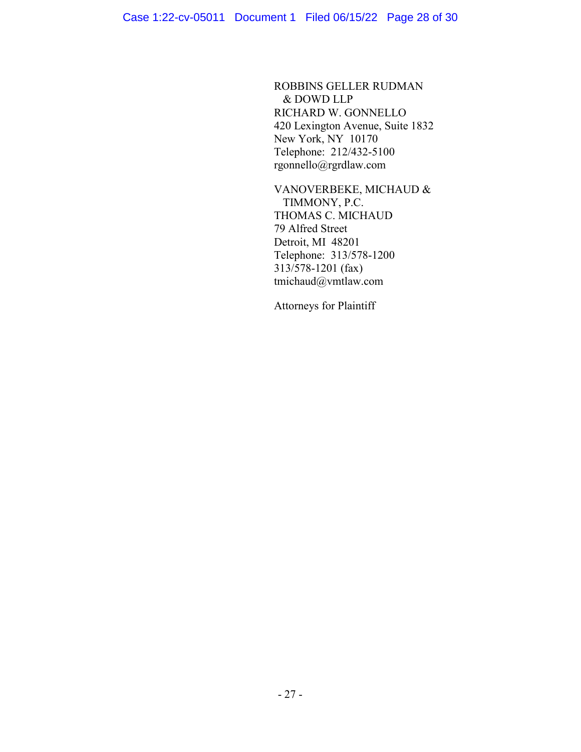ROBBINS GELLER RUDMAN
& DOWD LLP
RICHARD W. GONNELLO
420 Lexington Avenue, Suite 1832
New York, NY 10170
Telephone: 212/432-5100
rgonnello@rgrdlaw.com

VANOVERBEKE, MICHAUD &
TIMMONY, P.C.
THOMAS C. MICHAUD
79 Alfred Street
Detroit, MI 48201
Telephone: 313/578-1200
313/578-1201 (fax)
tmichaud@vmtlaw.com

Attorneys for Plaintiff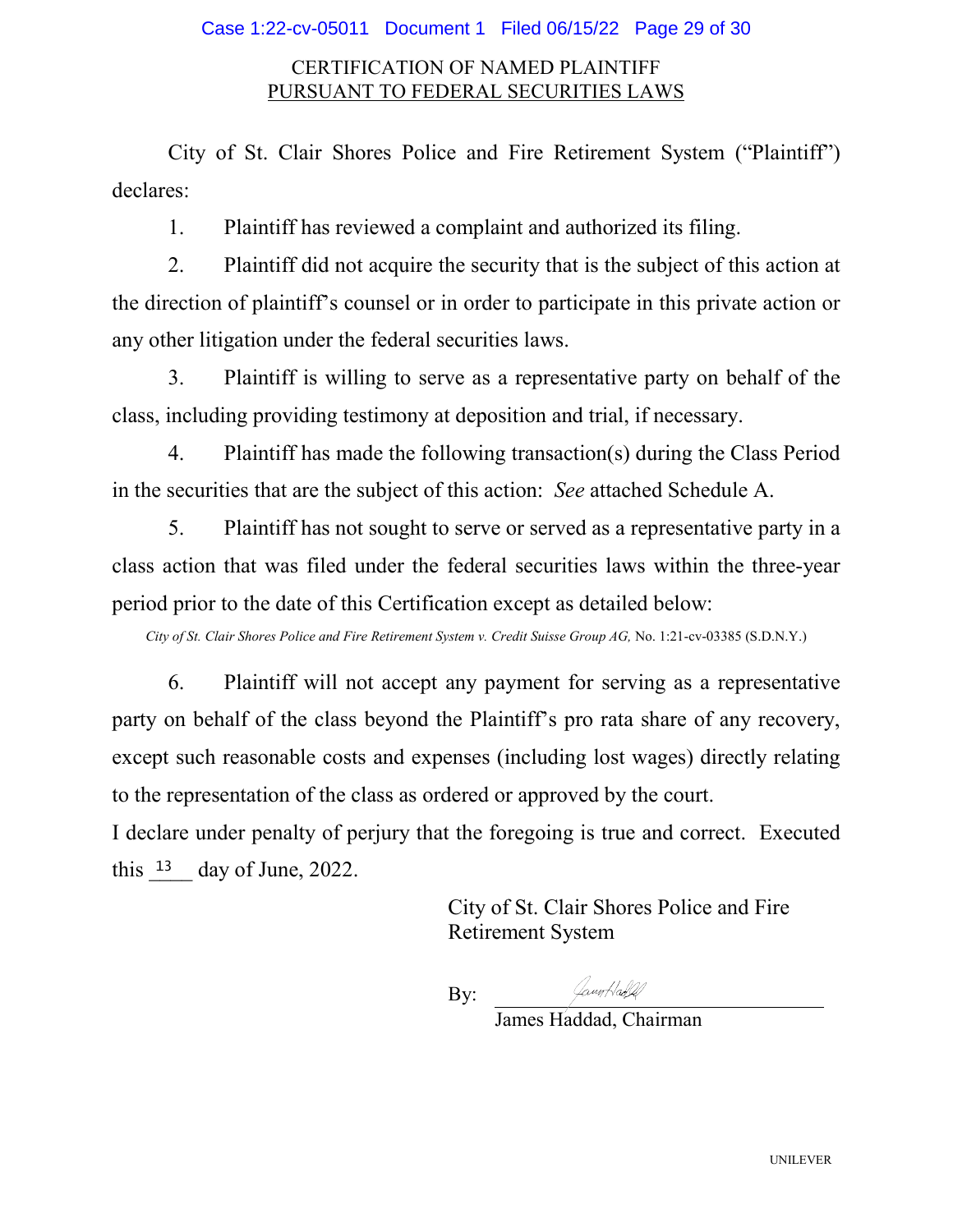# CERTIFICATION OF NAMED PLAINTIFF
## PURSUANT TO FEDERAL SECURITIES LAWS

City of St. Clair Shores Police and Fire Retirement System ("Plaintiff") declares:

1. Plaintiff has reviewed a complaint and authorized its filing.

2. Plaintiff did not acquire the security that is the subject of this action at the direction of plaintiff's counsel or in order to participate in this private action or any other litigation under the federal securities laws.

3. Plaintiff is willing to serve as a representative party on behalf of the class, including providing testimony at deposition and trial, if necessary.

4. Plaintiff has made the following transaction(s) during the Class Period in the securities that are the subject of this action: *See* attached Schedule A.

5. Plaintiff has not sought to serve or served as a representative party in a class action that was filed under the federal securities laws within the three-year period prior to the date of this Certification except as detailed below:

*City of St. Clair Shores Police and Fire Retirement System v. Credit Suisse Group AG,* No. 1:21-cv-03385 (S.D.N.Y.)

6. Plaintiff will not accept any payment for serving as a representative party on behalf of the class beyond the Plaintiff's pro rata share of any recovery, except such reasonable costs and expenses (including lost wages) directly relating to the representation of the class as ordered or approved by the court.

I declare under penalty of perjury that the foregoing is true and correct. Executed this 13 day of June, 2022.

City of St. Clair Shores Police and Fire Retirement System

By: ______________________
James Haddad, Chairman

UNILEVER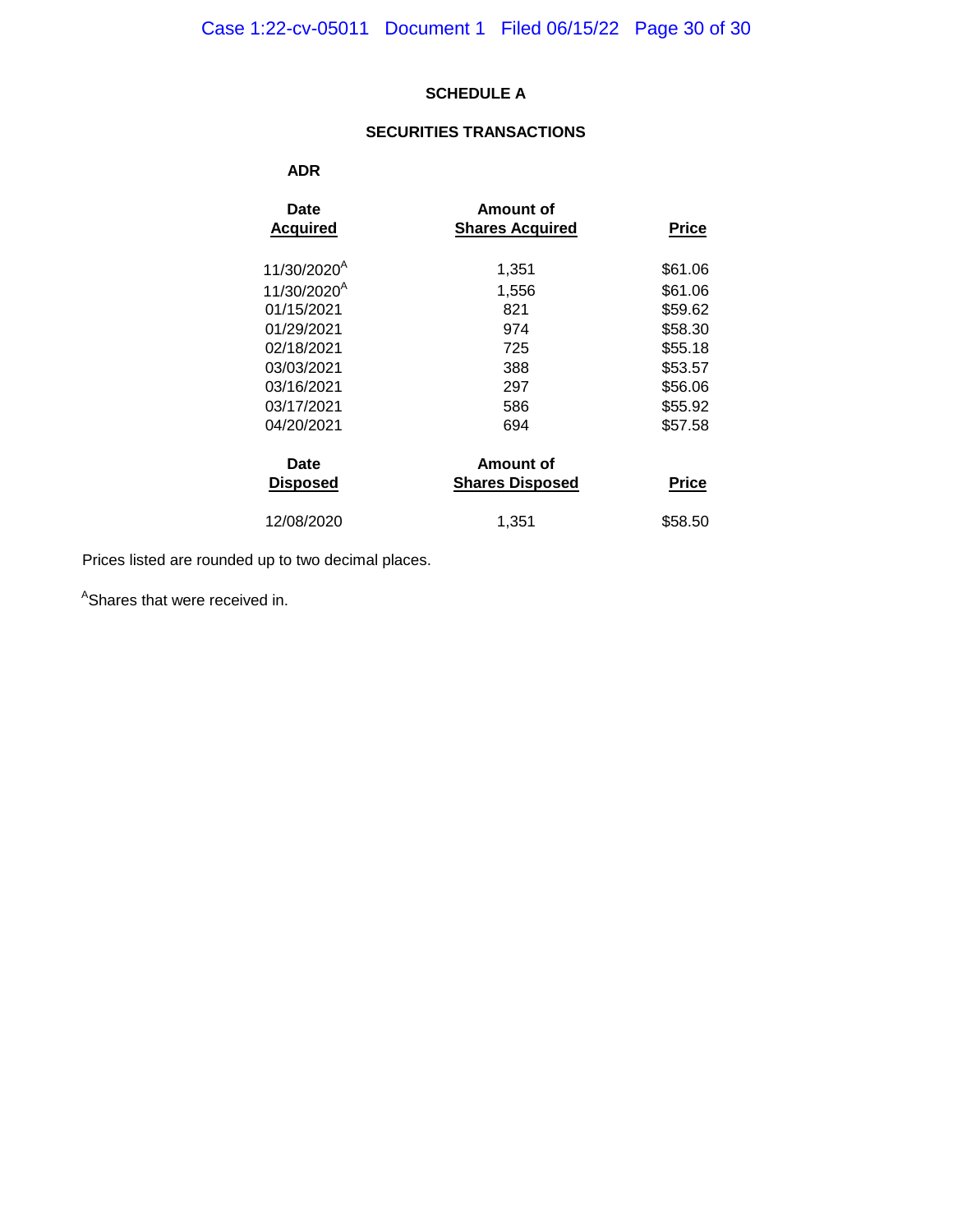**SCHEDULE A**

**SECURITIES TRANSACTIONS**

**ADR**

| Date Acquired | Amount of Shares Acquired | Price |
|---|---|---|
| 11/30/2020[A] | 1,351 | $61.06 |
| 11/30/2020[A] | 1,556 | $61.06 |
| 01/15/2021 | 821 | $59.62 |
| 01/29/2021 | 974 | $58.30 |
| 02/18/2021 | 725 | $55.18 |
| 03/03/2021 | 388 | $53.57 |
| 03/16/2021 | 297 | $56.06 |
| 03/17/2021 | 586 | $55.92 |
| 04/20/2021 | 694 | $57.58 |

| Date Disposed | Amount of Shares Disposed | Price |
|---|---|---|
| 12/08/2020 | 1,351 | $58.50 |

Prices listed are rounded up to two decimal places.

[A]Shares that were received in.